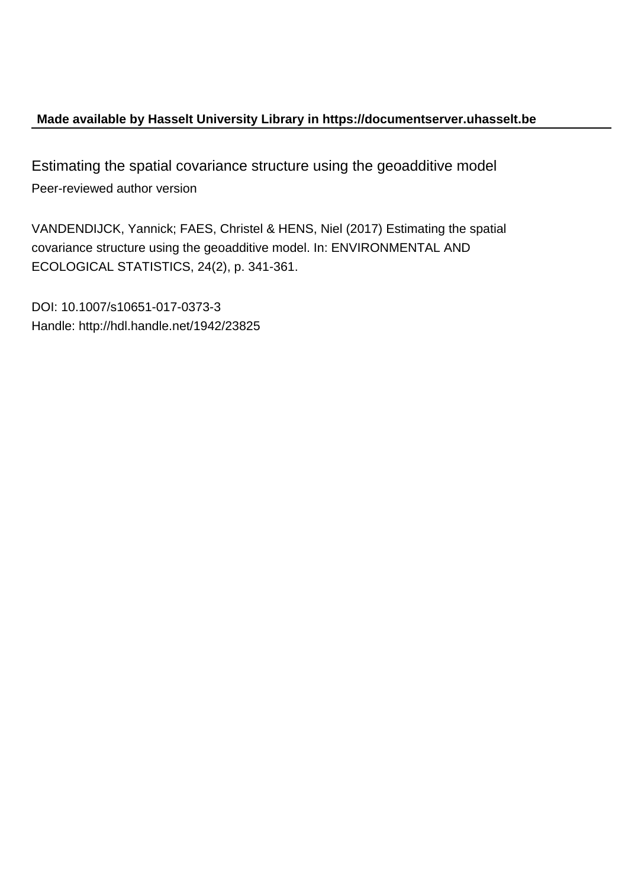**Made available by Hasselt University Library in https://documentserver.uhasselt.be**

Estimating the spatial covariance structure using the geoadditive model

Peer-reviewed author version

VANDENDIJCK, Yannick; FAES, Christel & HENS, Niel (2017) Estimating the spatial covariance structure using the geoadditive model. In: ENVIRONMENTAL AND ECOLOGICAL STATISTICS, 24(2), p. 341-361.

DOI: 10.1007/s10651-017-0373-3

Handle: http://hdl.handle.net/1942/23825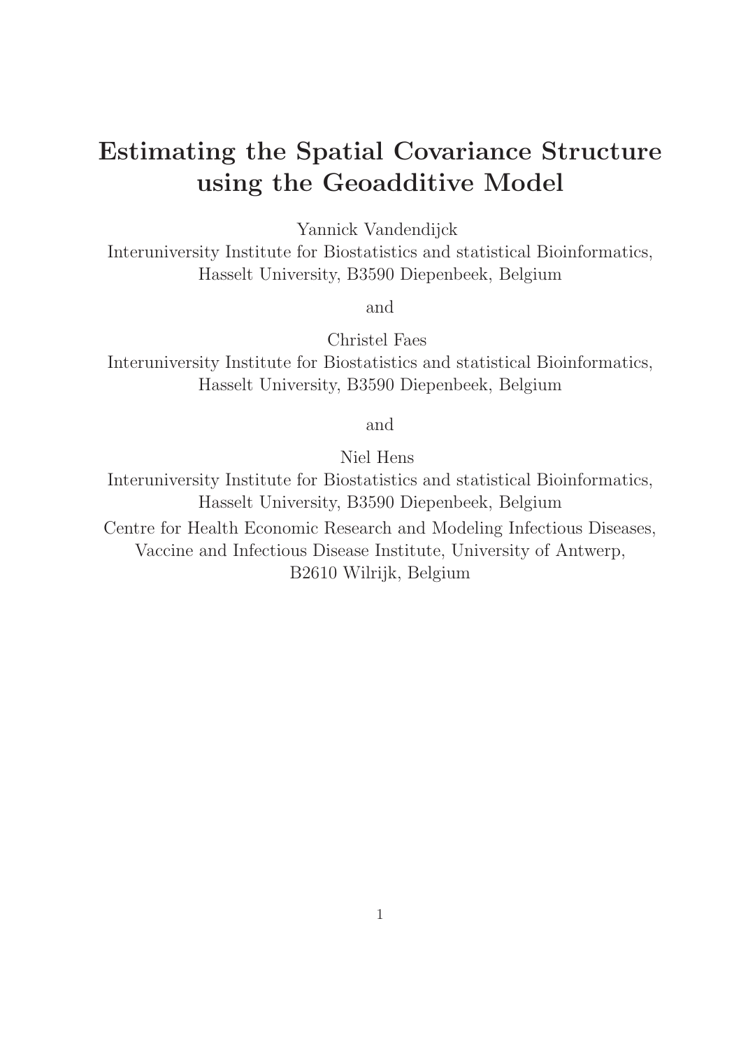# Estimating the Spatial Covariance Structure using the Geoadditive Model

Yannick Vandendijck
Interuniversity Institute for Biostatistics and statistical Bioinformatics,
Hasselt University, B3590 Diepenbeek, Belgium

and

Christel Faes
Interuniversity Institute for Biostatistics and statistical Bioinformatics,
Hasselt University, B3590 Diepenbeek, Belgium

and

Niel Hens
Interuniversity Institute for Biostatistics and statistical Bioinformatics,
Hasselt University, B3590 Diepenbeek, Belgium
Centre for Health Economic Research and Modeling Infectious Diseases,
Vaccine and Infectious Disease Institute, University of Antwerp,
B2610 Wilrijk, Belgium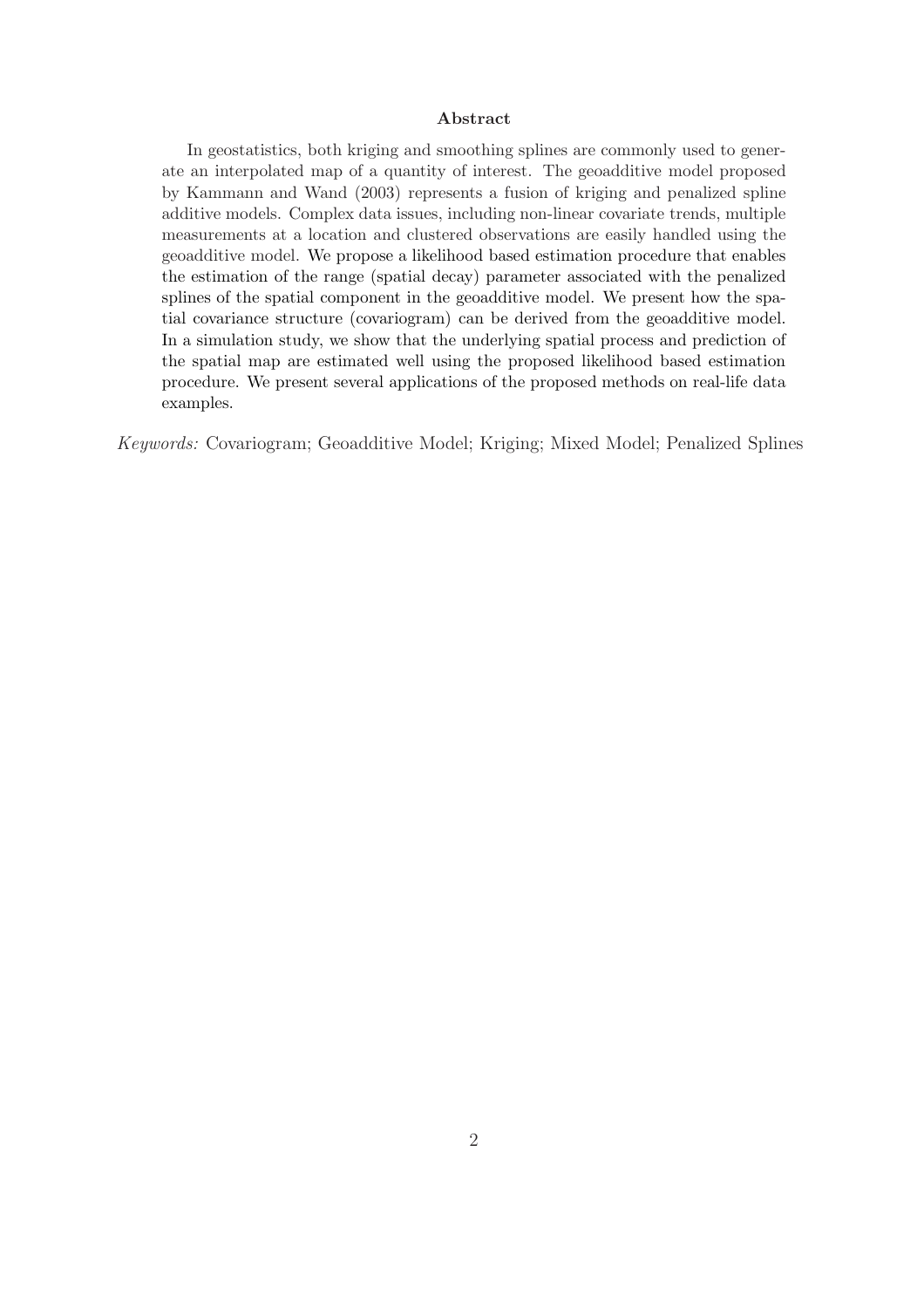**Abstract**

In geostatistics, both kriging and smoothing splines are commonly used to generate an interpolated map of a quantity of interest. The geoadditive model proposed by Kammann and Wand (2003) represents a fusion of kriging and penalized spline additive models. Complex data issues, including non-linear covariate trends, multiple measurements at a location and clustered observations are easily handled using the geoadditive model. We propose a likelihood based estimation procedure that enables the estimation of the range (spatial decay) parameter associated with the penalized splines of the spatial component in the geoadditive model. We present how the spatial covariance structure (covariogram) can be derived from the geoadditive model. In a simulation study, we show that the underlying spatial process and prediction of the spatial map are estimated well using the proposed likelihood based estimation procedure. We present several applications of the proposed methods on real-life data examples.

*Keywords:* Covariogram; Geoadditive Model; Kriging; Mixed Model; Penalized Splines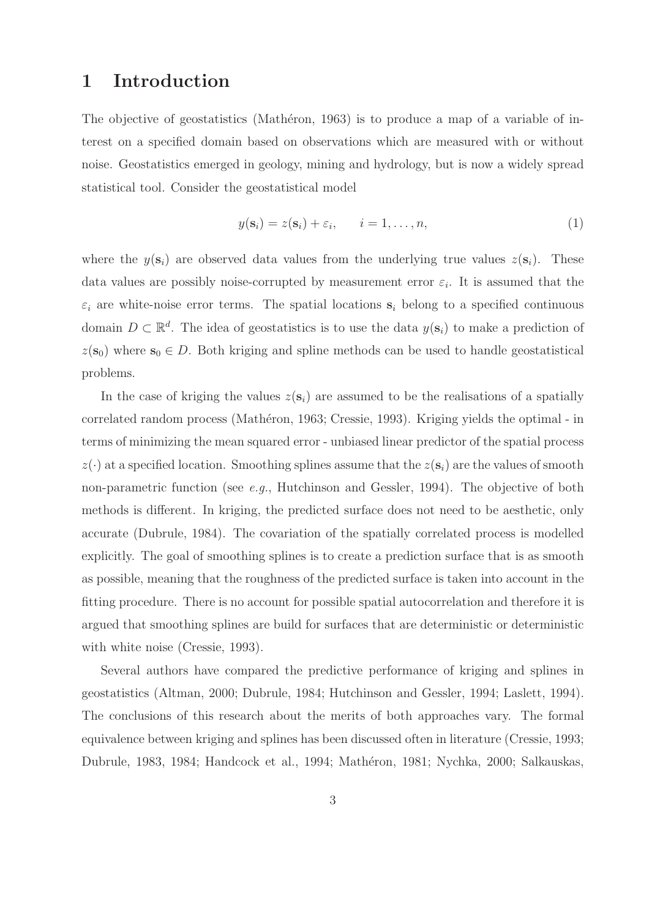# 1 Introduction

The objective of geostatistics (Mathéron, 1963) is to produce a map of a variable of interest on a specified domain based on observations which are measured with or without noise. Geostatistics emerged in geology, mining and hydrology, but is now a widely spread statistical tool. Consider the geostatistical model

$$y(\mathbf{s}_i) = z(\mathbf{s}_i) + \varepsilon_i, \qquad i = 1, \ldots, n, \tag{1}$$

where the $y(\mathbf{s}_i)$ are observed data values from the underlying true values $z(\mathbf{s}_i)$. These data values are possibly noise-corrupted by measurement error $\varepsilon_i$. It is assumed that the $\varepsilon_i$ are white-noise error terms. The spatial locations $\mathbf{s}_i$ belong to a specified continuous domain $D \subset \mathbb{R}^d$. The idea of geostatistics is to use the data $y(\mathbf{s}_i)$ to make a prediction of $z(\mathbf{s}_0)$ where $\mathbf{s}_0 \in D$. Both kriging and spline methods can be used to handle geostatistical problems.

In the case of kriging the values $z(\mathbf{s}_i)$ are assumed to be the realisations of a spatially correlated random process (Mathéron, 1963; Cressie, 1993). Kriging yields the optimal - in terms of minimizing the mean squared error - unbiased linear predictor of the spatial process $z(\cdot)$ at a specified location. Smoothing splines assume that the $z(\mathbf{s}_i)$ are the values of smooth non-parametric function (see *e.g.*, Hutchinson and Gessler, 1994). The objective of both methods is different. In kriging, the predicted surface does not need to be aesthetic, only accurate (Dubrule, 1984). The covariation of the spatially correlated process is modelled explicitly. The goal of smoothing splines is to create a prediction surface that is as smooth as possible, meaning that the roughness of the predicted surface is taken into account in the fitting procedure. There is no account for possible spatial autocorrelation and therefore it is argued that smoothing splines are build for surfaces that are deterministic or deterministic with white noise (Cressie, 1993).

Several authors have compared the predictive performance of kriging and splines in geostatistics (Altman, 2000; Dubrule, 1984; Hutchinson and Gessler, 1994; Laslett, 1994). The conclusions of this research about the merits of both approaches vary. The formal equivalence between kriging and splines has been discussed often in literature (Cressie, 1993; Dubrule, 1983, 1984; Handcock et al., 1994; Mathéron, 1981; Nychka, 2000; Salkauskas,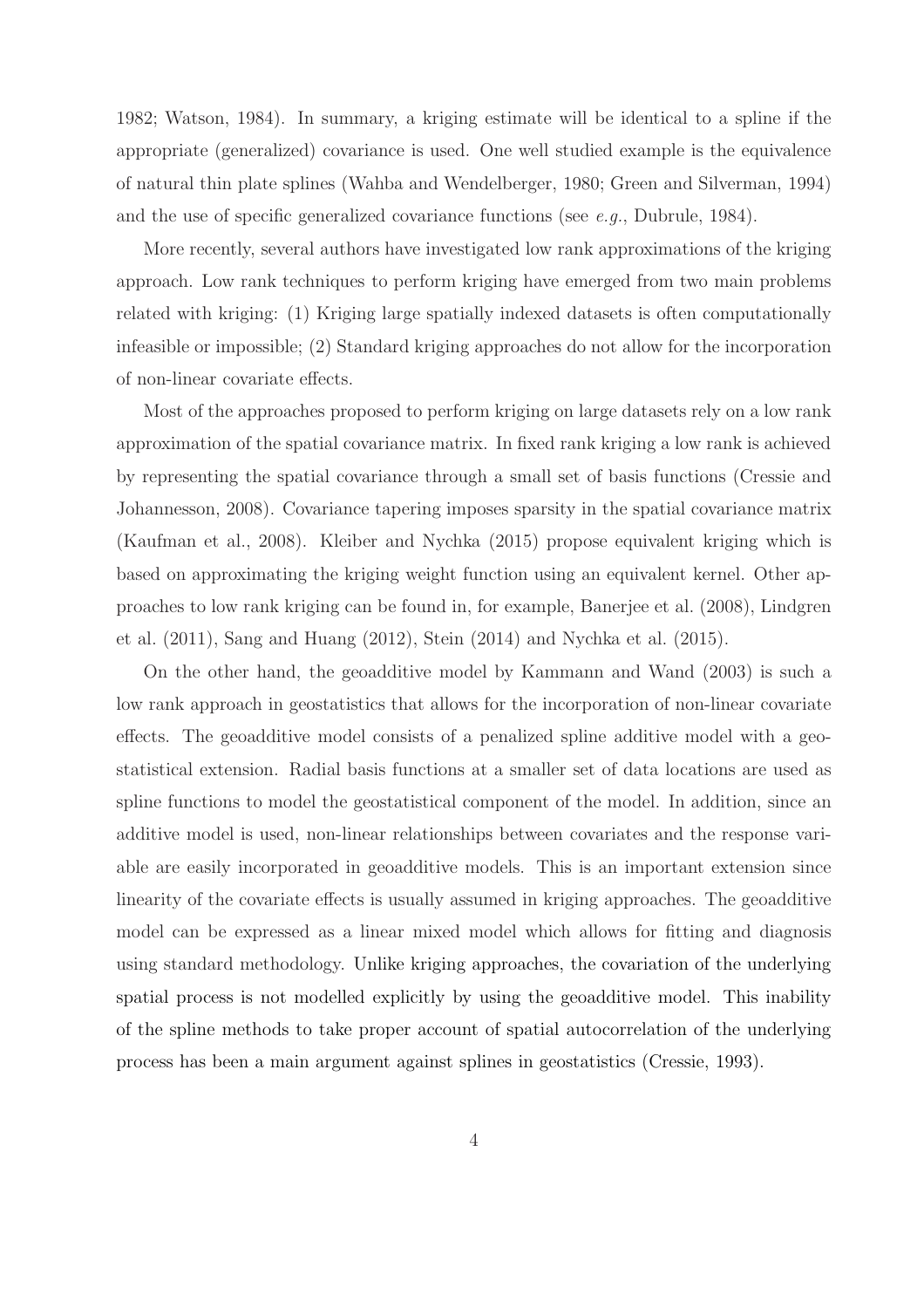1982; Watson, 1984). In summary, a kriging estimate will be identical to a spline if the appropriate (generalized) covariance is used. One well studied example is the equivalence of natural thin plate splines (Wahba and Wendelberger, 1980; Green and Silverman, 1994) and the use of specific generalized covariance functions (see *e.g.*, Dubrule, 1984).

More recently, several authors have investigated low rank approximations of the kriging approach. Low rank techniques to perform kriging have emerged from two main problems related with kriging: (1) Kriging large spatially indexed datasets is often computationally infeasible or impossible; (2) Standard kriging approaches do not allow for the incorporation of non-linear covariate effects.

Most of the approaches proposed to perform kriging on large datasets rely on a low rank approximation of the spatial covariance matrix. In fixed rank kriging a low rank is achieved by representing the spatial covariance through a small set of basis functions (Cressie and Johannesson, 2008). Covariance tapering imposes sparsity in the spatial covariance matrix (Kaufman et al., 2008). Kleiber and Nychka (2015) propose equivalent kriging which is based on approximating the kriging weight function using an equivalent kernel. Other approaches to low rank kriging can be found in, for example, Banerjee et al. (2008), Lindgren et al. (2011), Sang and Huang (2012), Stein (2014) and Nychka et al. (2015).

On the other hand, the geoadditive model by Kammann and Wand (2003) is such a low rank approach in geostatistics that allows for the incorporation of non-linear covariate effects. The geoadditive model consists of a penalized spline additive model with a geostatistical extension. Radial basis functions at a smaller set of data locations are used as spline functions to model the geostatistical component of the model. In addition, since an additive model is used, non-linear relationships between covariates and the response variable are easily incorporated in geoadditive models. This is an important extension since linearity of the covariate effects is usually assumed in kriging approaches. The geoadditive model can be expressed as a linear mixed model which allows for fitting and diagnosis using standard methodology. Unlike kriging approaches, the covariation of the underlying spatial process is not modelled explicitly by using the geoadditive model. This inability of the spline methods to take proper account of spatial autocorrelation of the underlying process has been a main argument against splines in geostatistics (Cressie, 1993).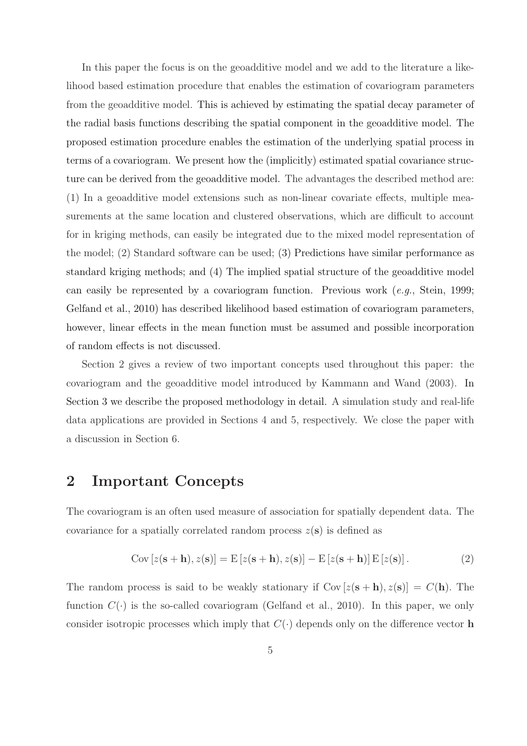In this paper the focus is on the geoadditive model and we add to the literature a likelihood based estimation procedure that enables the estimation of covariogram parameters from the geoadditive model. This is achieved by estimating the spatial decay parameter of the radial basis functions describing the spatial component in the geoadditive model. The proposed estimation procedure enables the estimation of the underlying spatial process in terms of a covariogram. We present how the (implicitly) estimated spatial covariance structure can be derived from the geoadditive model. The advantages the described method are: (1) In a geoadditive model extensions such as non-linear covariate effects, multiple measurements at the same location and clustered observations, which are difficult to account for in kriging methods, can easily be integrated due to the mixed model representation of the model; (2) Standard software can be used; (3) Predictions have similar performance as standard kriging methods; and (4) The implied spatial structure of the geoadditive model can easily be represented by a covariogram function. Previous work (*e.g.*, Stein, 1999; Gelfand et al., 2010) has described likelihood based estimation of covariogram parameters, however, linear effects in the mean function must be assumed and possible incorporation of random effects is not discussed.

Section 2 gives a review of two important concepts used throughout this paper: the covariogram and the geoadditive model introduced by Kammann and Wand (2003). In Section 3 we describe the proposed methodology in detail. A simulation study and real-life data applications are provided in Sections 4 and 5, respectively. We close the paper with a discussion in Section 6.

# 2 Important Concepts

The covariogram is an often used measure of association for spatially dependent data. The covariance for a spatially correlated random process $z(\mathbf{s})$ is defined as

$$\mathrm{Cov}\left[z(\mathbf{s}+\mathbf{h}), z(\mathbf{s})\right] = \mathrm{E}\left[z(\mathbf{s}+\mathbf{h}), z(\mathbf{s})\right] - \mathrm{E}\left[z(\mathbf{s}+\mathbf{h})\right]\mathrm{E}\left[z(\mathbf{s})\right]. \tag{2}$$

The random process is said to be weakly stationary if $\mathrm{Cov}\left[z(\mathbf{s}+\mathbf{h}), z(\mathbf{s})\right] = C(\mathbf{h})$. The function $C(\cdot)$ is the so-called covariogram (Gelfand et al., 2010). In this paper, we only consider isotropic processes which imply that $C(\cdot)$ depends only on the difference vector $\mathbf{h}$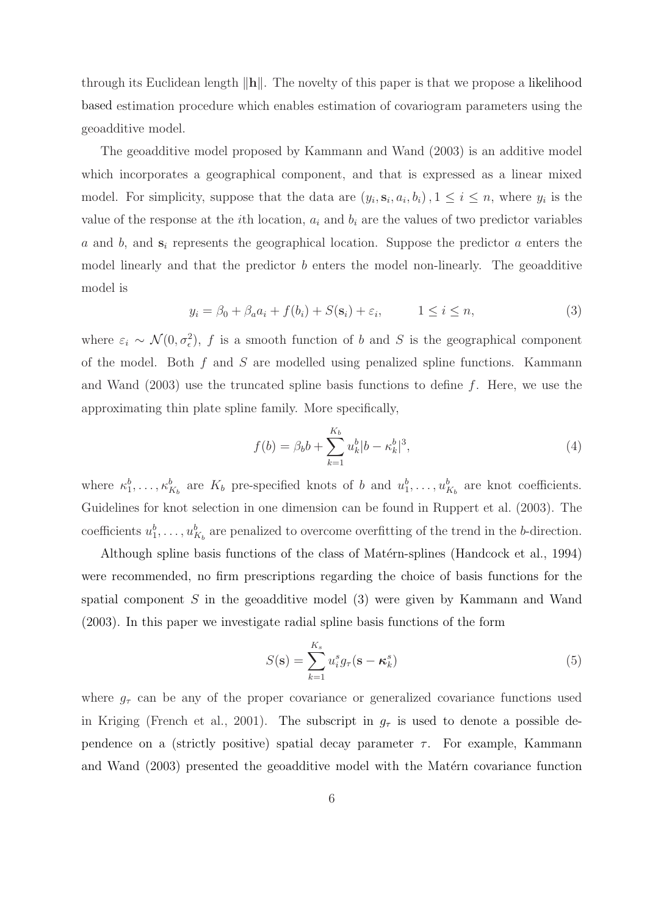through its Euclidean length $\|\mathbf{h}\|$. The novelty of this paper is that we propose a likelihood based estimation procedure which enables estimation of covariogram parameters using the geoadditive model.

The geoadditive model proposed by Kammann and Wand (2003) is an additive model which incorporates a geographical component, and that is expressed as a linear mixed model. For simplicity, suppose that the data are $(y_i, \mathbf{s}_i, a_i, b_i), 1 \leq i \leq n$, where $y_i$ is the value of the response at the $i$th location, $a_i$ and $b_i$ are the values of two predictor variables $a$ and $b$, and $\mathbf{s}_i$ represents the geographical location. Suppose the predictor $a$ enters the model linearly and that the predictor $b$ enters the model non-linearly. The geoadditive model is

$$y_i = \beta_0 + \beta_a a_i + f(b_i) + S(\mathbf{s}_i) + \varepsilon_i, \qquad 1 \leq i \leq n, \tag{3}$$

where $\varepsilon_i \sim \mathcal{N}(0, \sigma_\epsilon^2)$, $f$ is a smooth function of $b$ and $S$ is the geographical component of the model. Both $f$ and $S$ are modelled using penalized spline functions. Kammann and Wand (2003) use the truncated spline basis functions to define $f$. Here, we use the approximating thin plate spline family. More specifically,

$$f(b) = \beta_b b + \sum_{k=1}^{K_b} u_k^b |b - \kappa_k^b|^3, \tag{4}$$

where $\kappa_1^b, \ldots, \kappa_{K_b}^b$ are $K_b$ pre-specified knots of $b$ and $u_1^b, \ldots, u_{K_b}^b$ are knot coefficients. Guidelines for knot selection in one dimension can be found in Ruppert et al. (2003). The coefficients $u_1^b, \ldots, u_{K_b}^b$ are penalized to overcome overfitting of the trend in the $b$-direction.

Although spline basis functions of the class of Matérn-splines (Handcock et al., 1994) were recommended, no firm prescriptions regarding the choice of basis functions for the spatial component $S$ in the geoadditive model (3) were given by Kammann and Wand (2003). In this paper we investigate radial spline basis functions of the form

$$S(\mathbf{s}) = \sum_{k=1}^{K_s} u_i^s g_\tau(\mathbf{s} - \boldsymbol{\kappa}_k^s) \tag{5}$$

where $g_\tau$ can be any of the proper covariance or generalized covariance functions used in Kriging (French et al., 2001). The subscript in $g_\tau$ is used to denote a possible dependence on a (strictly positive) spatial decay parameter $\tau$. For example, Kammann and Wand (2003) presented the geoadditive model with the Matérn covariance function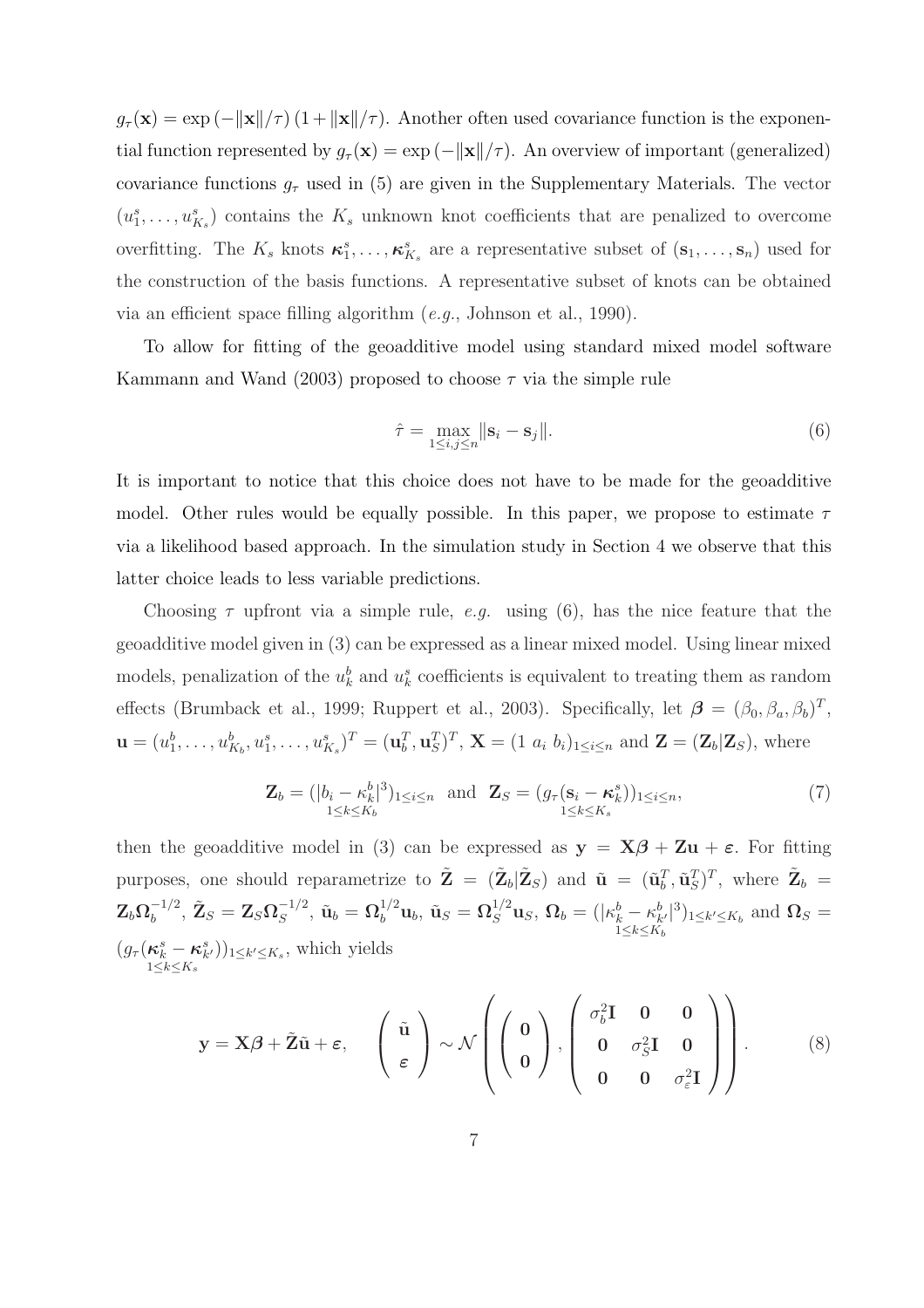$g_\tau(\mathbf{x}) = \exp\left(-\|\mathbf{x}\|/\tau\right)(1 + \|\mathbf{x}\|/\tau)$. Another often used covariance function is the exponential function represented by $g_\tau(\mathbf{x}) = \exp\left(-\|\mathbf{x}\|/\tau\right)$. An overview of important (generalized) covariance functions $g_\tau$ used in (5) are given in the Supplementary Materials. The vector $(u_1^s, \ldots, u_{K_s}^s)$ contains the $K_s$ unknown knot coefficients that are penalized to overcome overfitting. The $K_s$ knots $\boldsymbol{\kappa}_1^s, \ldots, \boldsymbol{\kappa}_{K_s}^s$ are a representative subset of $(\mathbf{s}_1, \ldots, \mathbf{s}_n)$ used for the construction of the basis functions. A representative subset of knots can be obtained via an efficient space filling algorithm (*e.g.*, Johnson et al., 1990).

To allow for fitting of the geoadditive model using standard mixed model software Kammann and Wand (2003) proposed to choose $\tau$ via the simple rule

$$\hat{\tau} = \max_{1 \leq i,j \leq n} \|\mathbf{s}_i - \mathbf{s}_j\|. \tag{6}$$

It is important to notice that this choice does not have to be made for the geoadditive model. Other rules would be equally possible. In this paper, we propose to estimate $\tau$ via a likelihood based approach. In the simulation study in Section 4 we observe that this latter choice leads to less variable predictions.

Choosing $\tau$ upfront via a simple rule, *e.g.* using (6), has the nice feature that the geoadditive model given in (3) can be expressed as a linear mixed model. Using linear mixed models, penalization of the $u_k^b$ and $u_k^s$ coefficients is equivalent to treating them as random effects (Brumback et al., 1999; Ruppert et al., 2003). Specifically, let $\boldsymbol{\beta} = (\beta_0, \beta_a, \beta_b)^T$, $\mathbf{u} = (u_1^b, \ldots, u_{K_b}^b, u_1^s, \ldots, u_{K_s}^s)^T = (\mathbf{u}_b^T, \mathbf{u}_S^T)^T$, $\mathbf{X} = (1 \ a_i \ b_i)_{1 \leq i \leq n}$ and $\mathbf{Z} = (\mathbf{Z}_b | \mathbf{Z}_S)$, where

$$\mathbf{Z}_b = (|b_i - \kappa_k^b|^3)_{\substack{1 \leq i \leq n \\ 1 \leq k \leq K_b}} \ \text{ and } \ \mathbf{Z}_S = (g_\tau(\mathbf{s}_i - \boldsymbol{\kappa}_k^s))_{\substack{1 \leq i \leq n, \\ 1 \leq k \leq K_s}} \tag{7}$$

then the geoadditive model in (3) can be expressed as $\mathbf{y} = \mathbf{X}\boldsymbol{\beta} + \mathbf{Z}\mathbf{u} + \boldsymbol{\varepsilon}$. For fitting purposes, one should reparametrize to $\tilde{\mathbf{Z}} = (\tilde{\mathbf{Z}}_b | \tilde{\mathbf{Z}}_S)$ and $\tilde{\mathbf{u}} = (\tilde{\mathbf{u}}_b^T, \tilde{\mathbf{u}}_S^T)^T$, where $\tilde{\mathbf{Z}}_b = \mathbf{Z}_b \boldsymbol{\Omega}_b^{-1/2}$, $\tilde{\mathbf{Z}}_S = \mathbf{Z}_S \boldsymbol{\Omega}_S^{-1/2}$, $\tilde{\mathbf{u}}_b = \boldsymbol{\Omega}_b^{1/2}\mathbf{u}_b$, $\tilde{\mathbf{u}}_S = \boldsymbol{\Omega}_S^{1/2}\mathbf{u}_S$, $\boldsymbol{\Omega}_b = (|\kappa_k^b - \kappa_{k'}^b|^3)_{\substack{1 \leq k' \leq K_b \\ 1 \leq k \leq K_b}}$ and $\boldsymbol{\Omega}_S = (g_\tau(\boldsymbol{\kappa}_k^s - \boldsymbol{\kappa}_{k'}^s))_{\substack{1 \leq k' \leq K_s, \\ 1 \leq k \leq K_s}}$ which yields

$$\mathbf{y} = \mathbf{X}\boldsymbol{\beta} + \tilde{\mathbf{Z}}\tilde{\mathbf{u}} + \boldsymbol{\varepsilon}, \qquad \begin{pmatrix} \tilde{\mathbf{u}} \\ \boldsymbol{\varepsilon} \end{pmatrix} \sim \mathcal{N}\left( \begin{pmatrix} \mathbf{0} \\ \mathbf{0} \end{pmatrix}, \begin{pmatrix} \sigma_b^2 \mathbf{I} & \mathbf{0} & \mathbf{0} \\ \mathbf{0} & \sigma_S^2 \mathbf{I} & \mathbf{0} \\ \mathbf{0} & \mathbf{0} & \sigma_\varepsilon^2 \mathbf{I} \end{pmatrix} \right). \tag{8}$$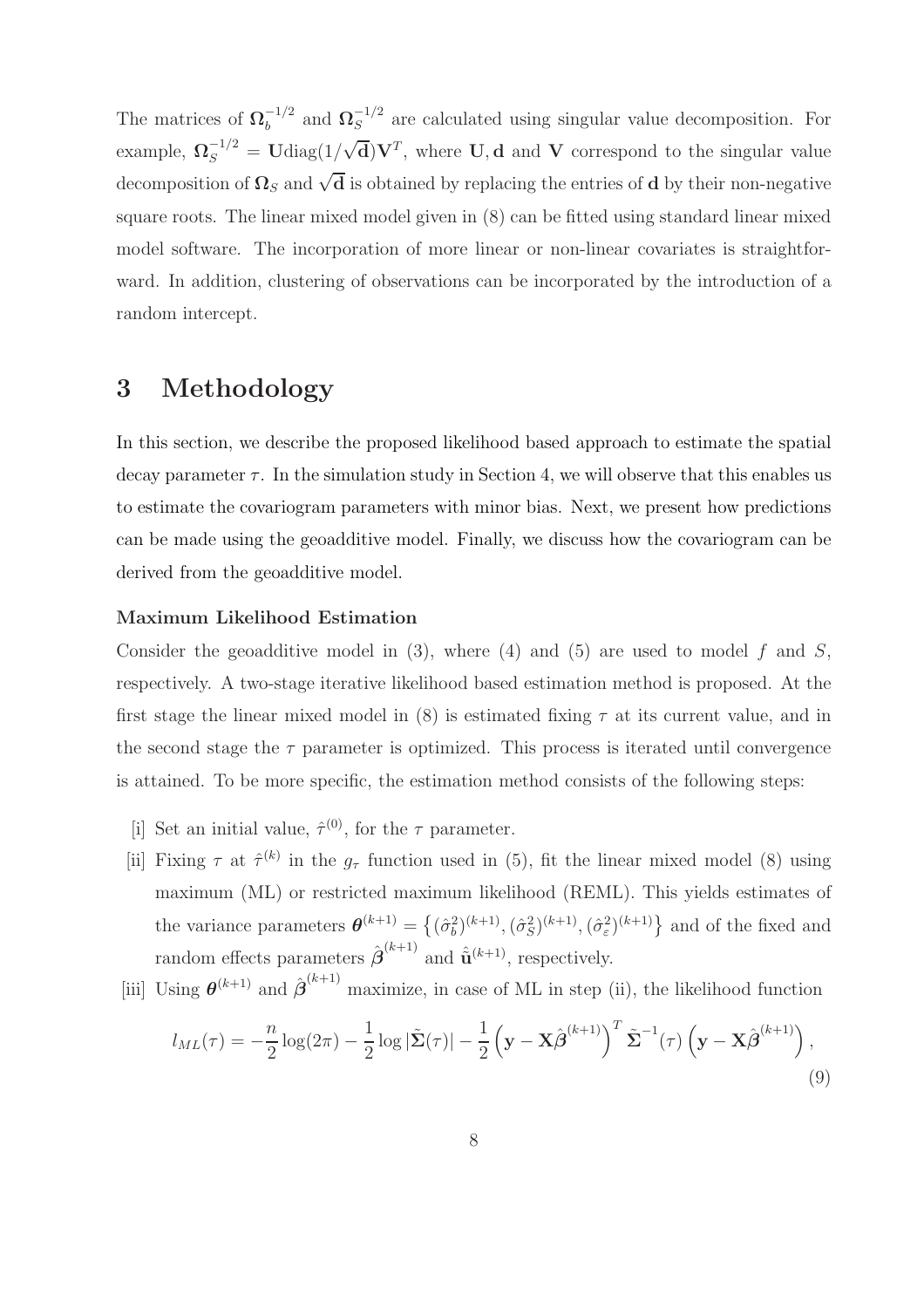The matrices of $\mathbf{\Omega}_b^{-1/2}$ and $\mathbf{\Omega}_S^{-1/2}$ are calculated using singular value decomposition. For example, $\mathbf{\Omega}_S^{-1/2} = \mathbf{U}\text{diag}(1/\sqrt{\mathbf{d}})\mathbf{V}^T$, where $\mathbf{U}, \mathbf{d}$ and $\mathbf{V}$ correspond to the singular value decomposition of $\mathbf{\Omega}_S$ and $\sqrt{\mathbf{d}}$ is obtained by replacing the entries of $\mathbf{d}$ by their non-negative square roots. The linear mixed model given in (8) can be fitted using standard linear mixed model software. The incorporation of more linear or non-linear covariates is straightforward. In addition, clustering of observations can be incorporated by the introduction of a random intercept.

# 3 Methodology

In this section, we describe the proposed likelihood based approach to estimate the spatial decay parameter $\tau$. In the simulation study in Section 4, we will observe that this enables us to estimate the covariogram parameters with minor bias. Next, we present how predictions can be made using the geoadditive model. Finally, we discuss how the covariogram can be derived from the geoadditive model.

**Maximum Likelihood Estimation**

Consider the geoadditive model in (3), where (4) and (5) are used to model $f$ and $S$, respectively. A two-stage iterative likelihood based estimation method is proposed. At the first stage the linear mixed model in (8) is estimated fixing $\tau$ at its current value, and in the second stage the $\tau$ parameter is optimized. This process is iterated until convergence is attained. To be more specific, the estimation method consists of the following steps:

[i] Set an initial value, $\hat{\tau}^{(0)}$, for the $\tau$ parameter.

[ii] Fixing $\tau$ at $\hat{\tau}^{(k)}$ in the $g_\tau$ function used in (5), fit the linear mixed model (8) using maximum (ML) or restricted maximum likelihood (REML). This yields estimates of the variance parameters $\boldsymbol{\theta}^{(k+1)} = \left\{(\hat{\sigma}_b^2)^{(k+1)}, (\hat{\sigma}_S^2)^{(k+1)}, (\hat{\sigma}_\varepsilon^2)^{(k+1)}\right\}$ and of the fixed and random effects parameters $\hat{\boldsymbol{\beta}}^{(k+1)}$ and $\hat{\tilde{\mathbf{u}}}^{(k+1)}$, respectively.

[iii] Using $\boldsymbol{\theta}^{(k+1)}$ and $\hat{\boldsymbol{\beta}}^{(k+1)}$ maximize, in case of ML in step (ii), the likelihood function

$$l_{ML}(\tau) = -\frac{n}{2}\log(2\pi) - \frac{1}{2}\log|\tilde{\mathbf{\Sigma}}(\tau)| - \frac{1}{2}\left(\mathbf{y} - \mathbf{X}\hat{\boldsymbol{\beta}}^{(k+1)}\right)^T \tilde{\mathbf{\Sigma}}^{-1}(\tau)\left(\mathbf{y} - \mathbf{X}\hat{\boldsymbol{\beta}}^{(k+1)}\right), \tag{9}$$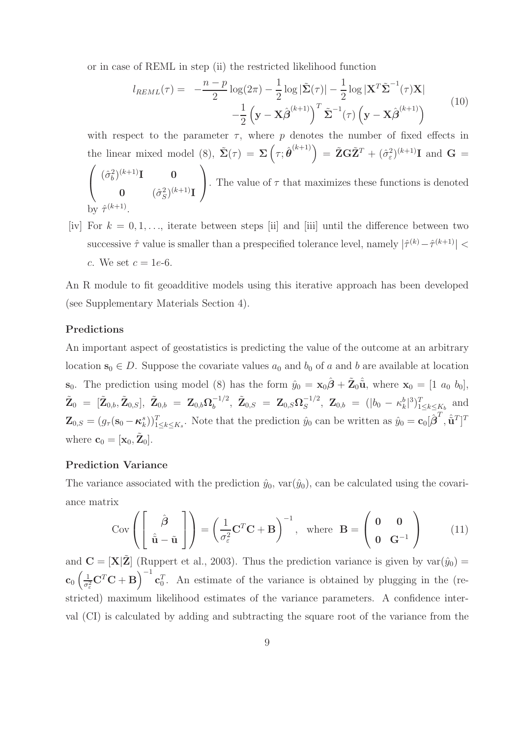or in case of REML in step (ii) the restricted likelihood function

$$
\begin{aligned}
l_{REML}(\tau) = \; & -\frac{n-p}{2}\log(2\pi) - \frac{1}{2}\log|\tilde{\mathbf{\Sigma}}(\tau)| - \frac{1}{2}\log|\mathbf{X}^T\tilde{\mathbf{\Sigma}}^{-1}(\tau)\mathbf{X}| \\
& -\frac{1}{2}\left(\mathbf{y}-\mathbf{X}\hat{\boldsymbol{\beta}}^{(k+1)}\right)^T\tilde{\mathbf{\Sigma}}^{-1}(\tau)\left(\mathbf{y}-\mathbf{X}\hat{\boldsymbol{\beta}}^{(k+1)}\right)
\end{aligned} \tag{10}
$$

with respect to the parameter $\tau$, where $p$ denotes the number of fixed effects in the linear mixed model (8), $\tilde{\mathbf{\Sigma}}(\tau) = \mathbf{\Sigma}\left(\tau; \hat{\boldsymbol{\theta}}^{(k+1)}\right) = \tilde{\mathbf{Z}}\mathbf{G}\tilde{\mathbf{Z}}^T + (\hat{\sigma}_\varepsilon^2)^{(k+1)}\mathbf{I}$ and $\mathbf{G} = \begin{pmatrix} (\hat{\sigma}_b^2)^{(k+1)}\mathbf{I} & \mathbf{0} \\ \mathbf{0} & (\hat{\sigma}_S^2)^{(k+1)}\mathbf{I} \end{pmatrix}$. The value of $\tau$ that maximizes these functions is denoted by $\hat{\tau}^{(k+1)}$.

[iv] For $k = 0, 1, \ldots$, iterate between steps [ii] and [iii] until the difference between two successive $\hat{\tau}$ value is smaller than a prespecified tolerance level, namely $|\hat{\tau}^{(k)} - \hat{\tau}^{(k+1)}| < c$. We set $c = 1e$-6.

An R module to fit geoadditive models using this iterative approach has been developed (see Supplementary Materials Section 4).

**Predictions**

An important aspect of geostatistics is predicting the value of the outcome at an arbitrary location $\mathbf{s}_0 \in D$. Suppose the covariate values $a_0$ and $b_0$ of $a$ and $b$ are available at location $\mathbf{s}_0$. The prediction using model (8) has the form $\hat{y}_0 = \mathbf{x}_0\hat{\boldsymbol{\beta}} + \tilde{\mathbf{Z}}_0\hat{\tilde{\mathbf{u}}}$, where $\mathbf{x}_0 = [1 \; a_0 \; b_0]$, $\tilde{\mathbf{Z}}_0 = [\tilde{\mathbf{Z}}_{0,b}, \tilde{\mathbf{Z}}_{0,S}]$, $\tilde{\mathbf{Z}}_{0,b} = \mathbf{Z}_{0,b}\mathbf{\Omega}_b^{-1/2}$, $\tilde{\mathbf{Z}}_{0,S} = \mathbf{Z}_{0,S}\mathbf{\Omega}_S^{-1/2}$, $\mathbf{Z}_{0,b} = (|b_0 - \kappa_k^b|^3)_{1\le k\le K_b}^T$ and $\mathbf{Z}_{0,S} = (g_\tau(\mathbf{s}_0 - \boldsymbol{\kappa}_k^s))_{1\le k\le K_s}^T$. Note that the prediction $\hat{y}_0$ can be written as $\hat{y}_0 = \mathbf{c}_0[\hat{\boldsymbol{\beta}}^T, \hat{\tilde{\mathbf{u}}}^T]^T$ where $\mathbf{c}_0 = [\mathbf{x}_0, \tilde{\mathbf{Z}}_0]$.

**Prediction Variance**

The variance associated with the prediction $\hat{y}_0$, $\text{var}(\hat{y}_0)$, can be calculated using the covariance matrix

$$
\text{Cov}\left(\begin{bmatrix} \hat{\boldsymbol{\beta}} \\ \hat{\tilde{\mathbf{u}}} - \tilde{\mathbf{u}} \end{bmatrix}\right) = \left(\frac{1}{\sigma_\varepsilon^2}\mathbf{C}^T\mathbf{C} + \mathbf{B}\right)^{-1}, \quad \text{where} \quad \mathbf{B} = \begin{pmatrix} \mathbf{0} & \mathbf{0} \\ \mathbf{0} & \mathbf{G}^{-1} \end{pmatrix} \tag{11}
$$

and $\mathbf{C} = [\mathbf{X}|\tilde{\mathbf{Z}}]$ (Ruppert et al., 2003). Thus the prediction variance is given by $\text{var}(\hat{y}_0) = \mathbf{c}_0\left(\frac{1}{\sigma_\varepsilon^2}\mathbf{C}^T\mathbf{C} + \mathbf{B}\right)^{-1}\mathbf{c}_0^T$. An estimate of the variance is obtained by plugging in the (restricted) maximum likelihood estimates of the variance parameters. A confidence interval (CI) is calculated by adding and subtracting the square root of the variance from the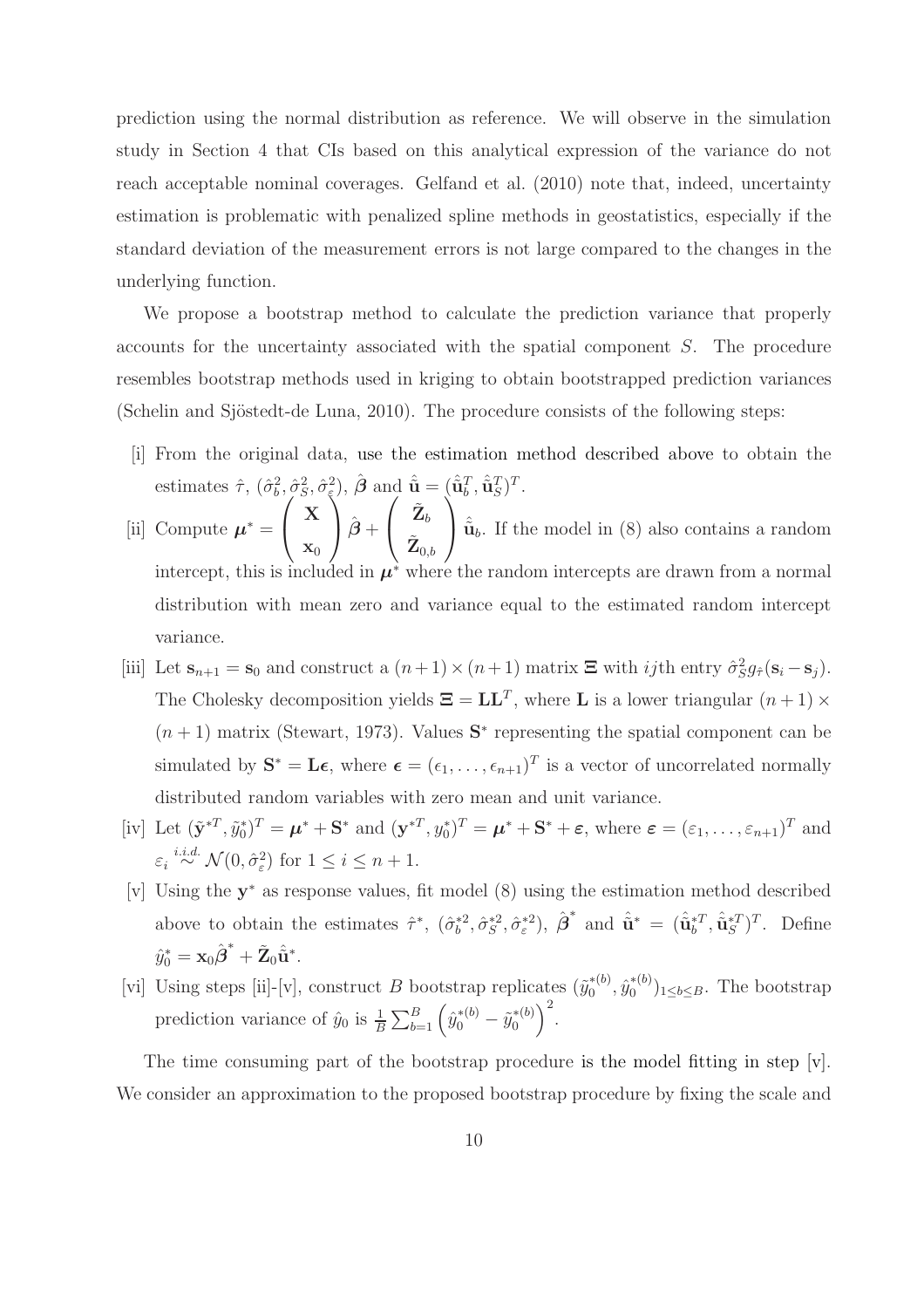prediction using the normal distribution as reference. We will observe in the simulation study in Section 4 that CIs based on this analytical expression of the variance do not reach acceptable nominal coverages. Gelfand et al. (2010) note that, indeed, uncertainty estimation is problematic with penalized spline methods in geostatistics, especially if the standard deviation of the measurement errors is not large compared to the changes in the underlying function.

We propose a bootstrap method to calculate the prediction variance that properly accounts for the uncertainty associated with the spatial component $S$. The procedure resembles bootstrap methods used in kriging to obtain bootstrapped prediction variances (Schelin and Sjöstedt-de Luna, 2010). The procedure consists of the following steps:

[i] From the original data, use the estimation method described above to obtain the estimates $\hat{\tau}$, $(\hat{\sigma}_b^2, \hat{\sigma}_S^2, \hat{\sigma}_\varepsilon^2)$, $\hat{\boldsymbol{\beta}}$ and $\hat{\mathbf{u}} = (\hat{\mathbf{u}}_b^T, \hat{\mathbf{u}}_S^T)^T$.

[ii] Compute $\boldsymbol{\mu}^* = \begin{pmatrix} \mathbf{X} \\ \mathbf{x}_0 \end{pmatrix} \hat{\boldsymbol{\beta}} + \begin{pmatrix} \tilde{\mathbf{Z}}_b \\ \tilde{\mathbf{Z}}_{0,b} \end{pmatrix} \hat{\tilde{\mathbf{u}}}_b$. If the model in (8) also contains a random intercept, this is included in $\boldsymbol{\mu}^*$ where the random intercepts are drawn from a normal distribution with mean zero and variance equal to the estimated random intercept variance.

[iii] Let $\mathbf{s}_{n+1} = \mathbf{s}_0$ and construct a $(n+1) \times (n+1)$ matrix $\boldsymbol{\Xi}$ with $ij$th entry $\hat{\sigma}_S^2 g_{\hat{\tau}}(\mathbf{s}_i - \mathbf{s}_j)$. The Cholesky decomposition yields $\boldsymbol{\Xi} = \mathbf{L}\mathbf{L}^T$, where $\mathbf{L}$ is a lower triangular $(n+1) \times (n+1)$ matrix (Stewart, 1973). Values $\mathbf{S}^*$ representing the spatial component can be simulated by $\mathbf{S}^* = \mathbf{L}\boldsymbol{\epsilon}$, where $\boldsymbol{\epsilon} = (\epsilon_1, \ldots, \epsilon_{n+1})^T$ is a vector of uncorrelated normally distributed random variables with zero mean and unit variance.

[iv] Let $(\tilde{\mathbf{y}}^{*T}, \tilde{y}_0^*)^T = \boldsymbol{\mu}^* + \mathbf{S}^*$ and $(\mathbf{y}^{*T}, y_0^*)^T = \boldsymbol{\mu}^* + \mathbf{S}^* + \boldsymbol{\varepsilon}$, where $\boldsymbol{\varepsilon} = (\varepsilon_1, \ldots, \varepsilon_{n+1})^T$ and $\varepsilon_i \overset{i.i.d.}{\sim} \mathcal{N}(0, \hat{\sigma}_\varepsilon^2)$ for $1 \le i \le n+1$.

[v] Using the $\mathbf{y}^*$ as response values, fit model (8) using the estimation method described above to obtain the estimates $\hat{\tau}^*$, $(\hat{\sigma}_b^{*2}, \hat{\sigma}_S^{*2}, \hat{\sigma}_\varepsilon^{*2})$, $\hat{\boldsymbol{\beta}}^*$ and $\hat{\mathbf{u}}^* = (\hat{\mathbf{u}}_b^{*T}, \hat{\mathbf{u}}_S^{*T})^T$. Define $\hat{y}_0^* = \mathbf{x}_0 \hat{\boldsymbol{\beta}}^* + \tilde{\mathbf{Z}}_0 \hat{\tilde{\mathbf{u}}}^*$.

[vi] Using steps [ii]-[v], construct $B$ bootstrap replicates $(\tilde{y}_0^{*(b)}, \hat{y}_0^{*(b)})_{1 \le b \le B}$. The bootstrap prediction variance of $\hat{y}_0$ is $\frac{1}{B}\sum_{b=1}^{B}\left(\hat{y}_0^{*(b)} - \tilde{y}_0^{*(b)}\right)^2$.

The time consuming part of the bootstrap procedure is the model fitting in step [v]. We consider an approximation to the proposed bootstrap procedure by fixing the scale and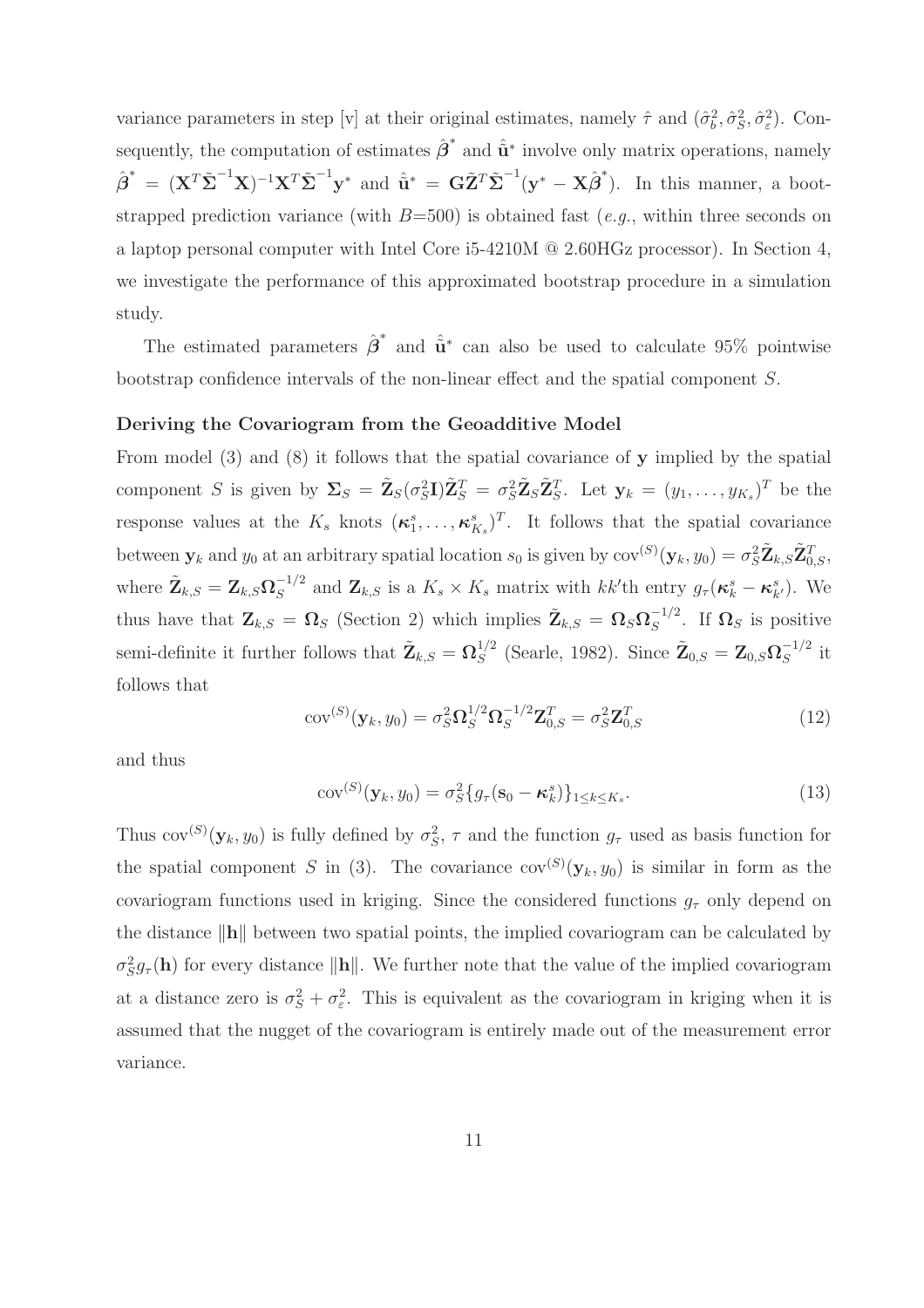variance parameters in step [v] at their original estimates, namely $\hat{\tau}$ and $(\hat{\sigma}_b^2, \hat{\sigma}_S^2, \hat{\sigma}_\varepsilon^2)$. Consequently, the computation of estimates $\hat{\boldsymbol{\beta}}^*$ and $\hat{\tilde{\mathbf{u}}}^*$ involve only matrix operations, namely $\hat{\boldsymbol{\beta}}^* = (\mathbf{X}^T\tilde{\boldsymbol{\Sigma}}^{-1}\mathbf{X})^{-1}\mathbf{X}^T\tilde{\boldsymbol{\Sigma}}^{-1}\mathbf{y}^*$ and $\hat{\tilde{\mathbf{u}}}^* = \mathbf{G}\tilde{\mathbf{Z}}^T\tilde{\boldsymbol{\Sigma}}^{-1}(\mathbf{y}^* - \mathbf{X}\hat{\boldsymbol{\beta}}^*)$. In this manner, a bootstrapped prediction variance (with $B$=500) is obtained fast (*e.g.*, within three seconds on a laptop personal computer with Intel Core i5-4210M @ 2.60HGz processor). In Section 4, we investigate the performance of this approximated bootstrap procedure in a simulation study.

The estimated parameters $\hat{\boldsymbol{\beta}}^*$ and $\hat{\tilde{\mathbf{u}}}^*$ can also be used to calculate 95% pointwise bootstrap confidence intervals of the non-linear effect and the spatial component $S$.

**Deriving the Covariogram from the Geoadditive Model**

From model (3) and (8) it follows that the spatial covariance of $\mathbf{y}$ implied by the spatial component $S$ is given by $\boldsymbol{\Sigma}_S = \tilde{\mathbf{Z}}_S(\sigma_S^2\mathbf{I})\tilde{\mathbf{Z}}_S^T = \sigma_S^2\tilde{\mathbf{Z}}_S\tilde{\mathbf{Z}}_S^T$. Let $\mathbf{y}_k = (y_1, \ldots, y_{K_s})^T$ be the response values at the $K_s$ knots $(\boldsymbol{\kappa}_1^s, \ldots, \boldsymbol{\kappa}_{K_s}^s)^T$. It follows that the spatial covariance between $\mathbf{y}_k$ and $y_0$ at an arbitrary spatial location $s_0$ is given by $\text{cov}^{(S)}(\mathbf{y}_k, y_0) = \sigma_S^2\tilde{\mathbf{Z}}_{k,S}\tilde{\mathbf{Z}}_{0,S}^T$, where $\tilde{\mathbf{Z}}_{k,S} = \mathbf{Z}_{k,S}\boldsymbol{\Omega}_S^{-1/2}$ and $\mathbf{Z}_{k,S}$ is a $K_s \times K_s$ matrix with $kk'$th entry $g_\tau(\boldsymbol{\kappa}_k^s - \boldsymbol{\kappa}_{k'}^s)$. We thus have that $\mathbf{Z}_{k,S} = \boldsymbol{\Omega}_S$ (Section 2) which implies $\tilde{\mathbf{Z}}_{k,S} = \boldsymbol{\Omega}_S\boldsymbol{\Omega}_S^{-1/2}$. If $\boldsymbol{\Omega}_S$ is positive semi-definite it further follows that $\tilde{\mathbf{Z}}_{k,S} = \boldsymbol{\Omega}_S^{1/2}$ (Searle, 1982). Since $\tilde{\mathbf{Z}}_{0,S} = \mathbf{Z}_{0,S}\boldsymbol{\Omega}_S^{-1/2}$ it follows that

$$\text{cov}^{(S)}(\mathbf{y}_k, y_0) = \sigma_S^2\boldsymbol{\Omega}_S^{1/2}\boldsymbol{\Omega}_S^{-1/2}\mathbf{Z}_{0,S}^T = \sigma_S^2\mathbf{Z}_{0,S}^T \tag{12}$$

and thus

$$\text{cov}^{(S)}(\mathbf{y}_k, y_0) = \sigma_S^2\{g_\tau(\mathbf{s}_0 - \boldsymbol{\kappa}_k^s)\}_{1 \le k \le K_s}. \tag{13}$$

Thus $\text{cov}^{(S)}(\mathbf{y}_k, y_0)$ is fully defined by $\sigma_S^2$, $\tau$ and the function $g_\tau$ used as basis function for the spatial component $S$ in (3). The covariance $\text{cov}^{(S)}(\mathbf{y}_k, y_0)$ is similar in form as the covariogram functions used in kriging. Since the considered functions $g_\tau$ only depend on the distance $\|\mathbf{h}\|$ between two spatial points, the implied covariogram can be calculated by $\sigma_S^2 g_\tau(\mathbf{h})$ for every distance $\|\mathbf{h}\|$. We further note that the value of the implied covariogram at a distance zero is $\sigma_S^2 + \sigma_\varepsilon^2$. This is equivalent as the covariogram in kriging when it is assumed that the nugget of the covariogram is entirely made out of the measurement error variance.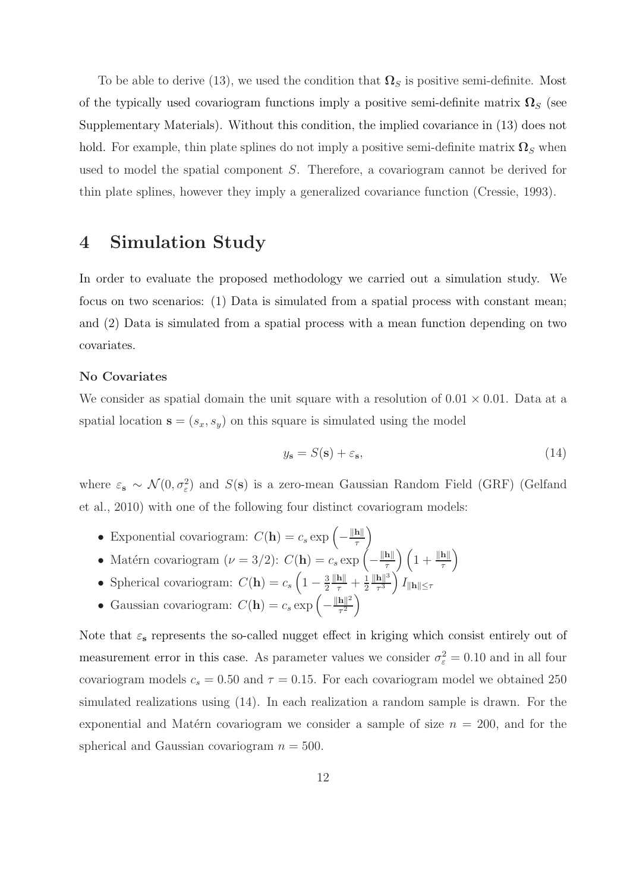To be able to derive (13), we used the condition that $\mathbf{\Omega}_S$ is positive semi-definite. Most of the typically used covariogram functions imply a positive semi-definite matrix $\mathbf{\Omega}_S$ (see Supplementary Materials). Without this condition, the implied covariance in (13) does not hold. For example, thin plate splines do not imply a positive semi-definite matrix $\mathbf{\Omega}_S$ when used to model the spatial component $S$. Therefore, a covariogram cannot be derived for thin plate splines, however they imply a generalized covariance function (Cressie, 1993).

# 4 Simulation Study

In order to evaluate the proposed methodology we carried out a simulation study. We focus on two scenarios: (1) Data is simulated from a spatial process with constant mean; and (2) Data is simulated from a spatial process with a mean function depending on two covariates.

**No Covariates**

We consider as spatial domain the unit square with a resolution of $0.01 \times 0.01$. Data at a spatial location $\mathbf{s} = (s_x, s_y)$ on this square is simulated using the model

$$y_{\mathbf{s}} = S(\mathbf{s}) + \varepsilon_{\mathbf{s}}, \tag{14}$$

where $\varepsilon_{\mathbf{s}} \sim \mathcal{N}(0, \sigma_\varepsilon^2)$ and $S(\mathbf{s})$ is a zero-mean Gaussian Random Field (GRF) (Gelfand et al., 2010) with one of the following four distinct covariogram models:

- Exponential covariogram: $C(\mathbf{h}) = c_s \exp\left(-\frac{\|\mathbf{h}\|}{\tau}\right)$
- Matérn covariogram ($\nu = 3/2$): $C(\mathbf{h}) = c_s \exp\left(-\frac{\|\mathbf{h}\|}{\tau}\right)\left(1 + \frac{\|\mathbf{h}\|}{\tau}\right)$
- Spherical covariogram: $C(\mathbf{h}) = c_s \left(1 - \frac{3}{2}\frac{\|\mathbf{h}\|}{\tau} + \frac{1}{2}\frac{\|\mathbf{h}\|^3}{\tau^3}\right) I_{\|\mathbf{h}\| \leq \tau}$
- Gaussian covariogram: $C(\mathbf{h}) = c_s \exp\left(-\frac{\|\mathbf{h}\|^2}{\tau^2}\right)$

Note that $\varepsilon_{\mathbf{s}}$ represents the so-called nugget effect in kriging which consist entirely out of measurement error in this case. As parameter values we consider $\sigma_\varepsilon^2 = 0.10$ and in all four covariogram models $c_s = 0.50$ and $\tau = 0.15$. For each covariogram model we obtained 250 simulated realizations using (14). In each realization a random sample is drawn. For the exponential and Matérn covariogram we consider a sample of size $n = 200$, and for the spherical and Gaussian covariogram $n = 500$.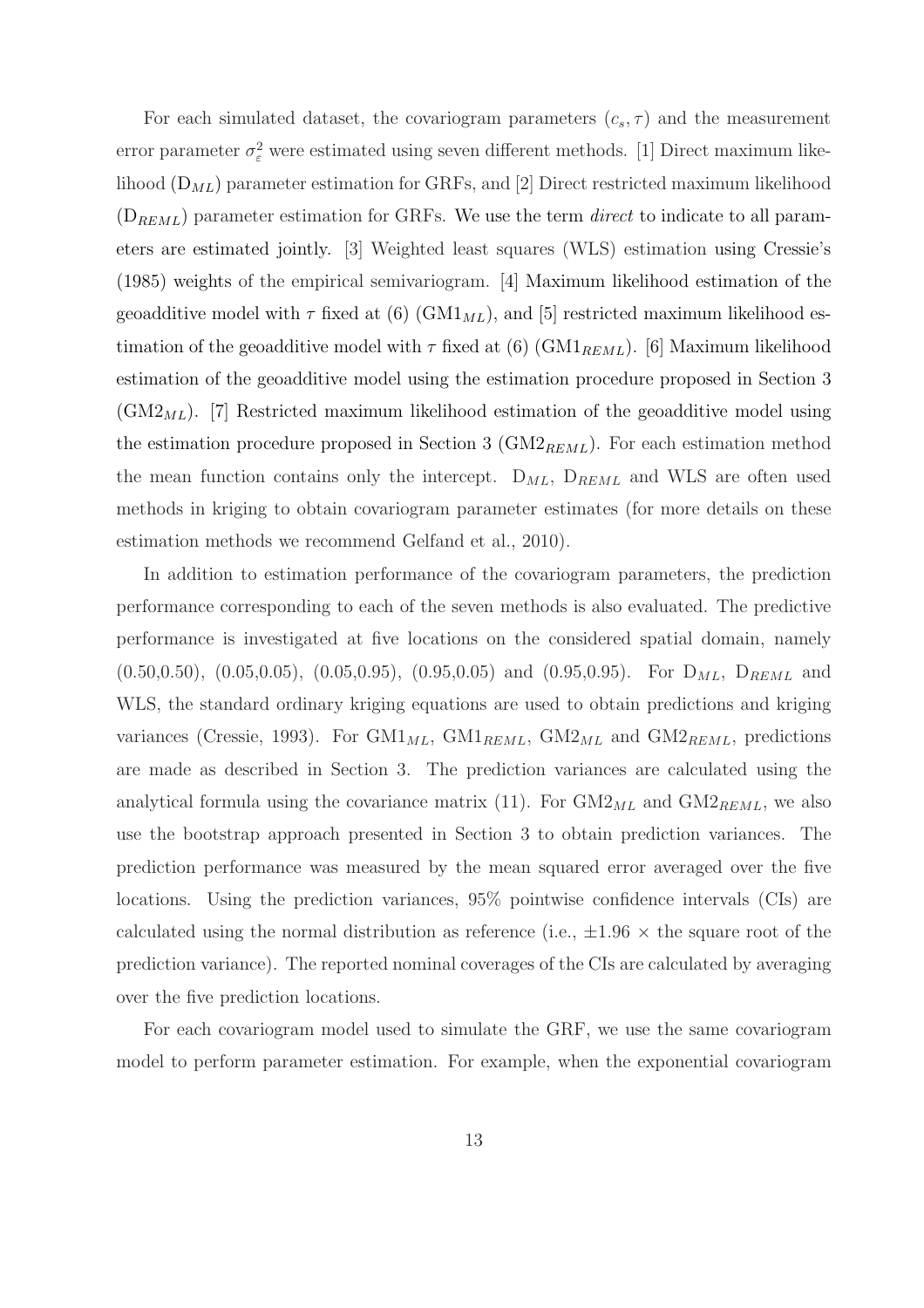For each simulated dataset, the covariogram parameters $(c_s, \tau)$ and the measurement error parameter $\sigma_\varepsilon^2$ were estimated using seven different methods. [1] Direct maximum likelihood ($D_{ML}$) parameter estimation for GRFs, and [2] Direct restricted maximum likelihood ($D_{REML}$) parameter estimation for GRFs. We use the term *direct* to indicate to all parameters are estimated jointly. [3] Weighted least squares (WLS) estimation using Cressie's (1985) weights of the empirical semivariogram. [4] Maximum likelihood estimation of the geoadditive model with $\tau$ fixed at (6) ($GM1_{ML}$), and [5] restricted maximum likelihood estimation of the geoadditive model with $\tau$ fixed at (6) ($GM1_{REML}$). [6] Maximum likelihood estimation of the geoadditive model using the estimation procedure proposed in Section 3 ($GM2_{ML}$). [7] Restricted maximum likelihood estimation of the geoadditive model using the estimation procedure proposed in Section 3 ($GM2_{REML}$). For each estimation method the mean function contains only the intercept. $D_{ML}$, $D_{REML}$ and WLS are often used methods in kriging to obtain covariogram parameter estimates (for more details on these estimation methods we recommend Gelfand et al., 2010).

In addition to estimation performance of the covariogram parameters, the prediction performance corresponding to each of the seven methods is also evaluated. The predictive performance is investigated at five locations on the considered spatial domain, namely (0.50,0.50), (0.05,0.05), (0.05,0.95), (0.95,0.05) and (0.95,0.95). For $D_{ML}$, $D_{REML}$ and WLS, the standard ordinary kriging equations are used to obtain predictions and kriging variances (Cressie, 1993). For $GM1_{ML}$, $GM1_{REML}$, $GM2_{ML}$ and $GM2_{REML}$, predictions are made as described in Section 3. The prediction variances are calculated using the analytical formula using the covariance matrix (11). For $GM2_{ML}$ and $GM2_{REML}$, we also use the bootstrap approach presented in Section 3 to obtain prediction variances. The prediction performance was measured by the mean squared error averaged over the five locations. Using the prediction variances, 95% pointwise confidence intervals (CIs) are calculated using the normal distribution as reference (i.e., $\pm 1.96 \times$ the square root of the prediction variance). The reported nominal coverages of the CIs are calculated by averaging over the five prediction locations.

For each covariogram model used to simulate the GRF, we use the same covariogram model to perform parameter estimation. For example, when the exponential covariogram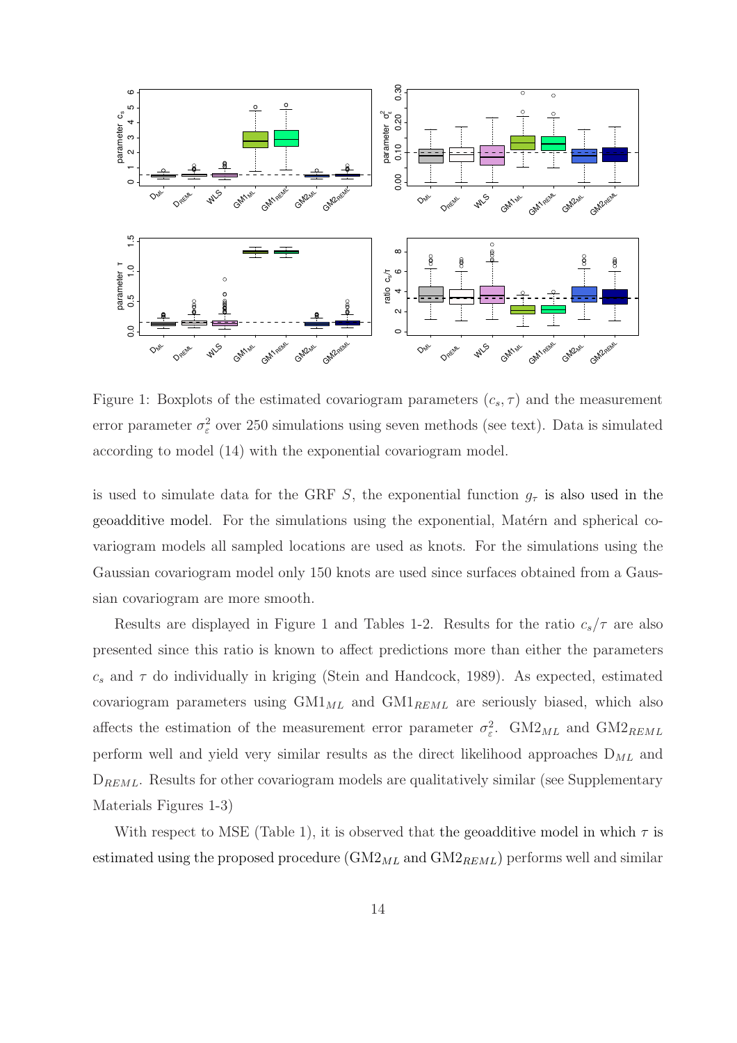parameter $c_s$

0 1 2 3 4 5 6

$D_{ML}$ $D_{REML}$ WLS $GM1_{ML}$ $GM1_{REML}$ $GM2_{ML}$ $GM2_{REML}$

parameter $\sigma^2_\varepsilon$

0.00 0.10 0.20 0.30

$D_{ML}$ $D_{REML}$ WLS $GM1_{ML}$ $GM1_{REML}$ $GM2_{ML}$ $GM2_{REML}$

parameter $\tau$

0.0 0.5 1.0 1.5

$D_{ML}$ $D_{REML}$ WLS $GM1_{ML}$ $GM1_{REML}$ $GM2_{ML}$ $GM2_{REML}$

ratio $c_s/\tau$

0 2 4 6 8

$D_{ML}$ $D_{REML}$ WLS $GM1_{ML}$ $GM1_{REML}$ $GM2_{ML}$ $GM2_{REML}$

Figure 1: Boxplots of the estimated covariogram parameters $(c_s, \tau)$ and the measurement error parameter $\sigma^2_\varepsilon$ over 250 simulations using seven methods (see text). Data is simulated according to model (14) with the exponential covariogram model.

is used to simulate data for the GRF $S$, the exponential function $g_\tau$ is also used in the geoadditive model. For the simulations using the exponential, Matérn and spherical covariogram models all sampled locations are used as knots. For the simulations using the Gaussian covariogram model only 150 knots are used since surfaces obtained from a Gaussian covariogram are more smooth.

Results are displayed in Figure 1 and Tables 1-2. Results for the ratio $c_s/\tau$ are also presented since this ratio is known to affect predictions more than either the parameters $c_s$ and $\tau$ do individually in kriging (Stein and Handcock, 1989). As expected, estimated covariogram parameters using $\text{GM1}_{ML}$ and $\text{GM1}_{REML}$ are seriously biased, which also affects the estimation of the measurement error parameter $\sigma^2_\varepsilon$. $\text{GM2}_{ML}$ and $\text{GM2}_{REML}$ perform well and yield very similar results as the direct likelihood approaches $\text{D}_{ML}$ and $\text{D}_{REML}$. Results for other covariogram models are qualitatively similar (see Supplementary Materials Figures 1-3)

With respect to MSE (Table 1), it is observed that the geoadditive model in which $\tau$ is estimated using the proposed procedure ($\text{GM2}_{ML}$ and $\text{GM2}_{REML}$) performs well and similar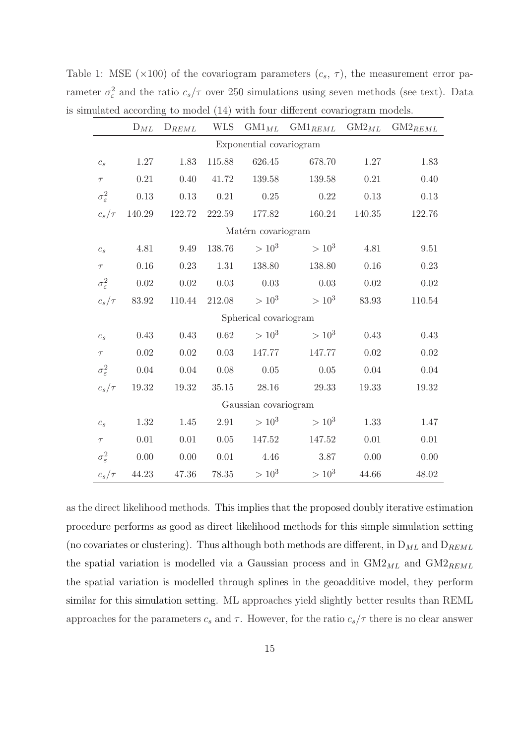Table 1: MSE (×100) of the covariogram parameters ($c_s$, $\tau$), the measurement error parameter $\sigma_\varepsilon^2$ and the ratio $c_s/\tau$ over 250 simulations using seven methods (see text). Data is simulated according to model (14) with four different covariogram models.

| | $D_{ML}$ | $D_{REML}$ | WLS | $GM1_{ML}$ | $GM1_{REML}$ | $GM2_{ML}$ | $GM2_{REML}$ |
|---|---|---|---|---|---|---|---|
| | | | | Exponential covariogram | | | |
| $c_s$ | 1.27 | 1.83 | 115.88 | 626.45 | 678.70 | 1.27 | 1.83 |
| $\tau$ | 0.21 | 0.40 | 41.72 | 139.58 | 139.58 | 0.21 | 0.40 |
| $\sigma_\varepsilon^2$ | 0.13 | 0.13 | 0.21 | 0.25 | 0.22 | 0.13 | 0.13 |
| $c_s/\tau$ | 140.29 | 122.72 | 222.59 | 177.82 | 160.24 | 140.35 | 122.76 |
| | | | | Matérn covariogram | | | |
| $c_s$ | 4.81 | 9.49 | 138.76 | $> 10^3$ | $> 10^3$ | 4.81 | 9.51 |
| $\tau$ | 0.16 | 0.23 | 1.31 | 138.80 | 138.80 | 0.16 | 0.23 |
| $\sigma_\varepsilon^2$ | 0.02 | 0.02 | 0.03 | 0.03 | 0.03 | 0.02 | 0.02 |
| $c_s/\tau$ | 83.92 | 110.44 | 212.08 | $> 10^3$ | $> 10^3$ | 83.93 | 110.54 |
| | | | | Spherical covariogram | | | |
| $c_s$ | 0.43 | 0.43 | 0.62 | $> 10^3$ | $> 10^3$ | 0.43 | 0.43 |
| $\tau$ | 0.02 | 0.02 | 0.03 | 147.77 | 147.77 | 0.02 | 0.02 |
| $\sigma_\varepsilon^2$ | 0.04 | 0.04 | 0.08 | 0.05 | 0.05 | 0.04 | 0.04 |
| $c_s/\tau$ | 19.32 | 19.32 | 35.15 | 28.16 | 29.33 | 19.33 | 19.32 |
| | | | | Gaussian covariogram | | | |
| $c_s$ | 1.32 | 1.45 | 2.91 | $> 10^3$ | $> 10^3$ | 1.33 | 1.47 |
| $\tau$ | 0.01 | 0.01 | 0.05 | 147.52 | 147.52 | 0.01 | 0.01 |
| $\sigma_\varepsilon^2$ | 0.00 | 0.00 | 0.01 | 4.46 | 3.87 | 0.00 | 0.00 |
| $c_s/\tau$ | 44.23 | 47.36 | 78.35 | $> 10^3$ | $> 10^3$ | 44.66 | 48.02 |

as the direct likelihood methods. This implies that the proposed doubly iterative estimation procedure performs as good as direct likelihood methods for this simple simulation setting (no covariates or clustering). Thus although both methods are different, in $D_{ML}$ and $D_{REML}$ the spatial variation is modelled via a Gaussian process and in $GM2_{ML}$ and $GM2_{REML}$ the spatial variation is modelled through splines in the geoadditive model, they perform similar for this simulation setting. ML approaches yield slightly better results than REML approaches for the parameters $c_s$ and $\tau$. However, for the ratio $c_s/\tau$ there is no clear answer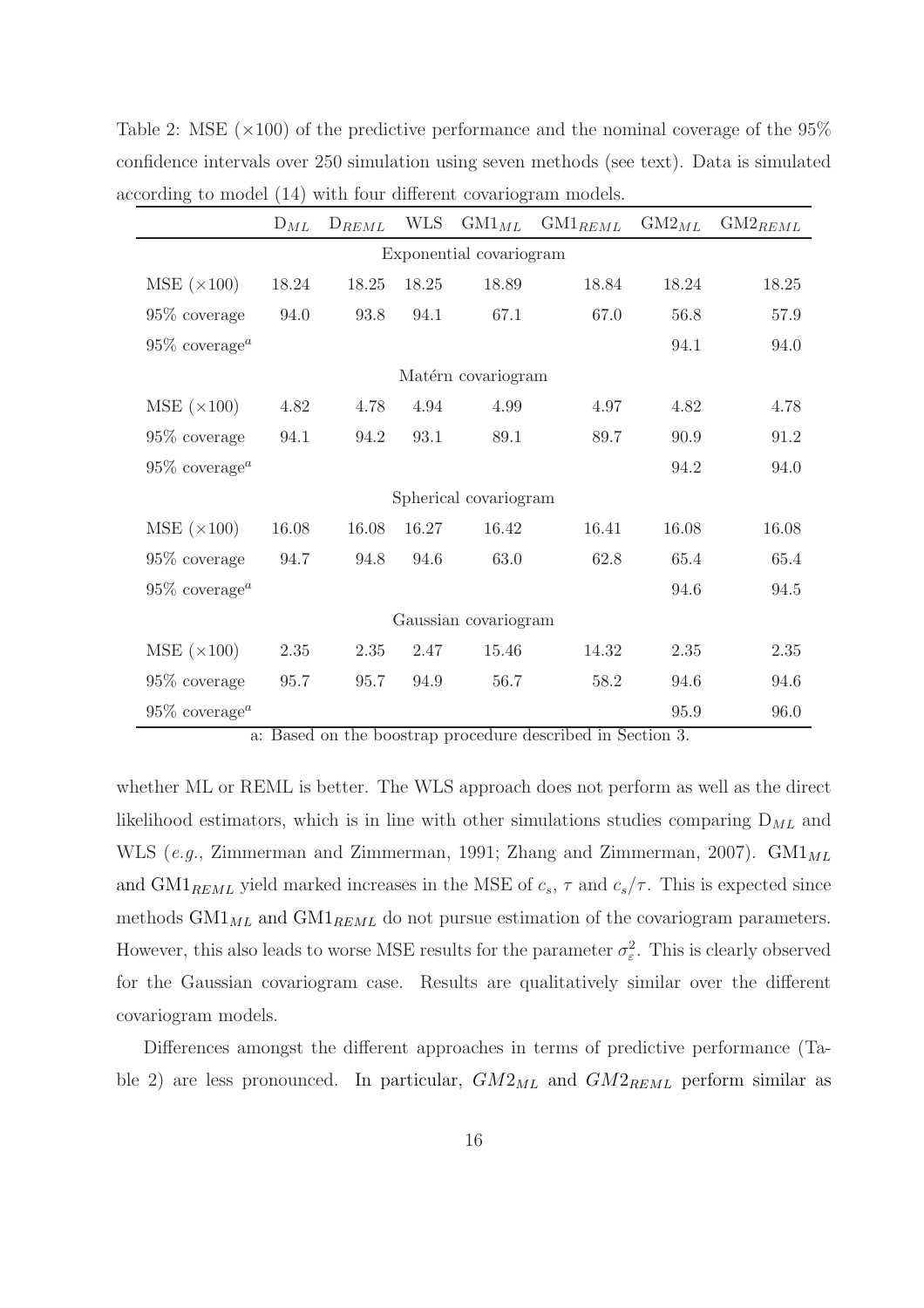Table 2: MSE ($\times 100$) of the predictive performance and the nominal coverage of the 95% confidence intervals over 250 simulation using seven methods (see text). Data is simulated according to model (14) with four different covariogram models.

| | $D_{ML}$ | $D_{REML}$ | WLS | $GM1_{ML}$ | $GM1_{REML}$ | $GM2_{ML}$ | $GM2_{REML}$ |
|---|---|---|---|---|---|---|---|
| | | | Exponential covariogram | | | | |
| MSE ($\times 100$) | 18.24 | 18.25 | 18.25 | 18.89 | 18.84 | 18.24 | 18.25 |
| 95% coverage | 94.0 | 93.8 | 94.1 | 67.1 | 67.0 | 56.8 | 57.9 |
| 95% coverage[a] | | | | | | 94.1 | 94.0 |
| | | | Matérn covariogram | | | | |
| MSE ($\times 100$) | 4.82 | 4.78 | 4.94 | 4.99 | 4.97 | 4.82 | 4.78 |
| 95% coverage | 94.1 | 94.2 | 93.1 | 89.1 | 89.7 | 90.9 | 91.2 |
| 95% coverage[a] | | | | | | 94.2 | 94.0 |
| | | | Spherical covariogram | | | | |
| MSE ($\times 100$) | 16.08 | 16.08 | 16.27 | 16.42 | 16.41 | 16.08 | 16.08 |
| 95% coverage | 94.7 | 94.8 | 94.6 | 63.0 | 62.8 | 65.4 | 65.4 |
| 95% coverage[a] | | | | | | 94.6 | 94.5 |
| | | | Gaussian covariogram | | | | |
| MSE ($\times 100$) | 2.35 | 2.35 | 2.47 | 15.46 | 14.32 | 2.35 | 2.35 |
| 95% coverage | 95.7 | 95.7 | 94.9 | 56.7 | 58.2 | 94.6 | 94.6 |
| 95% coverage[a] | | | | | | 95.9 | 96.0 |

a: Based on the boostrap procedure described in Section 3.

whether ML or REML is better. The WLS approach does not perform as well as the direct likelihood estimators, which is in line with other simulations studies comparing $D_{ML}$ and WLS (*e.g.*, Zimmerman and Zimmerman, 1991; Zhang and Zimmerman, 2007). $GM1_{ML}$ and $GM1_{REML}$ yield marked increases in the MSE of $c_s$, $\tau$ and $c_s/\tau$. This is expected since methods $GM1_{ML}$ and $GM1_{REML}$ do not pursue estimation of the covariogram parameters. However, this also leads to worse MSE results for the parameter $\sigma^2_\varepsilon$. This is clearly observed for the Gaussian covariogram case. Results are qualitatively similar over the different covariogram models.

Differences amongst the different approaches in terms of predictive performance (Table 2) are less pronounced. In particular, $GM2_{ML}$ and $GM2_{REML}$ perform similar as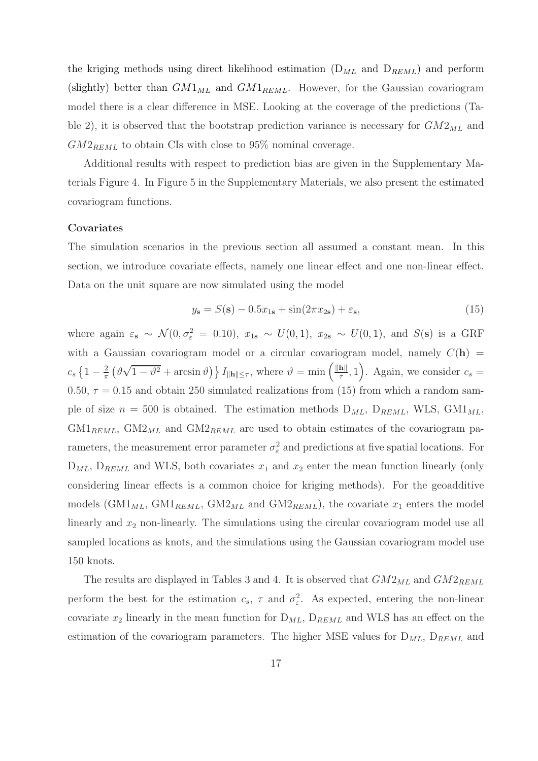the kriging methods using direct likelihood estimation ($\mathrm{D}_{ML}$ and $\mathrm{D}_{REML}$) and perform (slightly) better than $GM1_{ML}$ and $GM1_{REML}$. However, for the Gaussian covariogram model there is a clear difference in MSE. Looking at the coverage of the predictions (Table 2), it is observed that the bootstrap prediction variance is necessary for $GM2_{ML}$ and $GM2_{REML}$ to obtain CIs with close to 95% nominal coverage.

Additional results with respect to prediction bias are given in the Supplementary Materials Figure 4. In Figure 5 in the Supplementary Materials, we also present the estimated covariogram functions.

**Covariates**

The simulation scenarios in the previous section all assumed a constant mean. In this section, we introduce covariate effects, namely one linear effect and one non-linear effect. Data on the unit square are now simulated using the model

$$y_{\mathbf{s}} = S(\mathbf{s}) - 0.5x_{1\mathbf{s}} + \sin(2\pi x_{2\mathbf{s}}) + \varepsilon_{\mathbf{s}}, \tag{15}$$

where again $\varepsilon_{\mathbf{s}} \sim \mathcal{N}(0, \sigma_\varepsilon^2 = 0.10)$, $x_{1\mathbf{s}} \sim U(0,1)$, $x_{2\mathbf{s}} \sim U(0,1)$, and $S(\mathbf{s})$ is a GRF with a Gaussian covariogram model or a circular covariogram model, namely $C(\mathbf{h}) = c_s \left\{1 - \frac{2}{\pi}\left(\vartheta\sqrt{1-\vartheta^2} + \arcsin\vartheta\right)\right\} I_{\|\mathbf{h}\|\leq\tau}$, where $\vartheta = \min\left(\frac{\|\mathbf{h}\|}{\tau}, 1\right)$. Again, we consider $c_s = 0.50$, $\tau = 0.15$ and obtain 250 simulated realizations from (15) from which a random sample of size $n = 500$ is obtained. The estimation methods $\mathrm{D}_{ML}$, $\mathrm{D}_{REML}$, WLS, $\mathrm{GM1}_{ML}$, $\mathrm{GM1}_{REML}$, $\mathrm{GM2}_{ML}$ and $\mathrm{GM2}_{REML}$ are used to obtain estimates of the covariogram parameters, the measurement error parameter $\sigma_\varepsilon^2$ and predictions at five spatial locations. For $\mathrm{D}_{ML}$, $\mathrm{D}_{REML}$ and WLS, both covariates $x_1$ and $x_2$ enter the mean function linearly (only considering linear effects is a common choice for kriging methods). For the geoadditive models ($\mathrm{GM1}_{ML}$, $\mathrm{GM1}_{REML}$, $\mathrm{GM2}_{ML}$ and $\mathrm{GM2}_{REML}$), the covariate $x_1$ enters the model linearly and $x_2$ non-linearly. The simulations using the circular covariogram model use all sampled locations as knots, and the simulations using the Gaussian covariogram model use 150 knots.

The results are displayed in Tables 3 and 4. It is observed that $GM2_{ML}$ and $GM2_{REML}$ perform the best for the estimation $c_s$, $\tau$ and $\sigma_\varepsilon^2$. As expected, entering the non-linear covariate $x_2$ linearly in the mean function for $\mathrm{D}_{ML}$, $\mathrm{D}_{REML}$ and WLS has an effect on the estimation of the covariogram parameters. The higher MSE values for $\mathrm{D}_{ML}$, $\mathrm{D}_{REML}$ and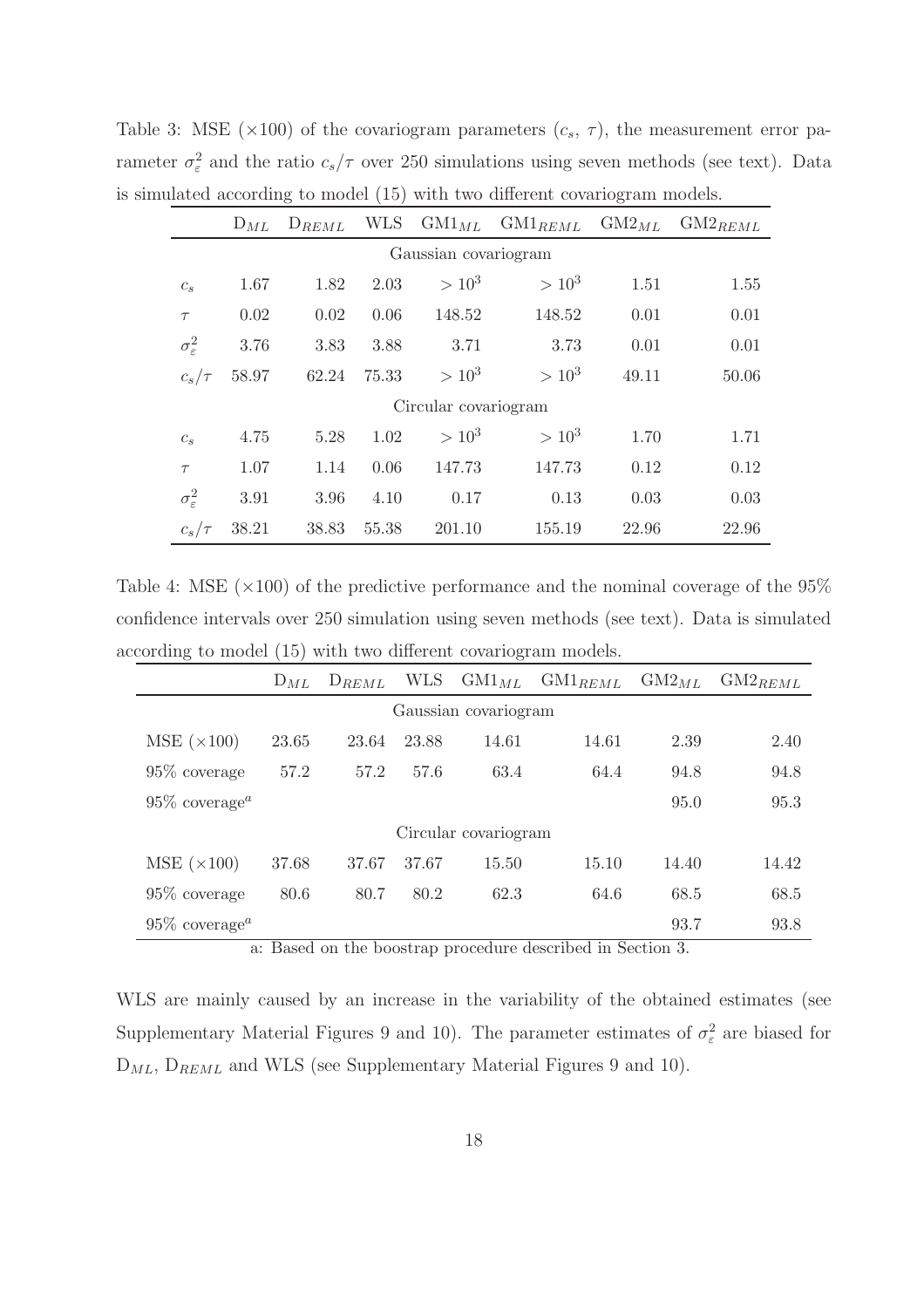Table 3: MSE (×100) of the covariogram parameters ($c_s$, $\tau$), the measurement error parameter $\sigma^2_\varepsilon$ and the ratio $c_s/\tau$ over 250 simulations using seven methods (see text). Data is simulated according to model (15) with two different covariogram models.

| | $D_{ML}$ | $D_{REML}$ | WLS | $GM1_{ML}$ | $GM1_{REML}$ | $GM2_{ML}$ | $GM2_{REML}$ |
|---|---|---|---|---|---|---|---|
| Gaussian covariogram | | | | | | | |
| $c_s$ | 1.67 | 1.82 | 2.03 | $>10^3$ | $>10^3$ | 1.51 | 1.55 |
| $\tau$ | 0.02 | 0.02 | 0.06 | 148.52 | 148.52 | 0.01 | 0.01 |
| $\sigma^2_\varepsilon$ | 3.76 | 3.83 | 3.88 | 3.71 | 3.73 | 0.01 | 0.01 |
| $c_s/\tau$ | 58.97 | 62.24 | 75.33 | $>10^3$ | $>10^3$ | 49.11 | 50.06 |
| Circular covariogram | | | | | | | |
| $c_s$ | 4.75 | 5.28 | 1.02 | $>10^3$ | $>10^3$ | 1.70 | 1.71 |
| $\tau$ | 1.07 | 1.14 | 0.06 | 147.73 | 147.73 | 0.12 | 0.12 |
| $\sigma^2_\varepsilon$ | 3.91 | 3.96 | 4.10 | 0.17 | 0.13 | 0.03 | 0.03 |
| $c_s/\tau$ | 38.21 | 38.83 | 55.38 | 201.10 | 155.19 | 22.96 | 22.96 |

Table 4: MSE (×100) of the predictive performance and the nominal coverage of the 95% confidence intervals over 250 simulation using seven methods (see text). Data is simulated according to model (15) with two different covariogram models.

| | $D_{ML}$ | $D_{REML}$ | WLS | $GM1_{ML}$ | $GM1_{REML}$ | $GM2_{ML}$ | $GM2_{REML}$ |
|---|---|---|---|---|---|---|---|
| Gaussian covariogram | | | | | | | |
| MSE (×100) | 23.65 | 23.64 | 23.88 | 14.61 | 14.61 | 2.39 | 2.40 |
| 95% coverage | 57.2 | 57.2 | 57.6 | 63.4 | 64.4 | 94.8 | 94.8 |
| 95% coverage[a] | | | | | | 95.0 | 95.3 |
| Circular covariogram | | | | | | | |
| MSE (×100) | 37.68 | 37.67 | 37.67 | 15.50 | 15.10 | 14.40 | 14.42 |
| 95% coverage | 80.6 | 80.7 | 80.2 | 62.3 | 64.6 | 68.5 | 68.5 |
| 95% coverage[a] | | | | | | 93.7 | 93.8 |

a: Based on the boostrap procedure described in Section 3.

WLS are mainly caused by an increase in the variability of the obtained estimates (see Supplementary Material Figures 9 and 10). The parameter estimates of $\sigma^2_\varepsilon$ are biased for $D_{ML}$, $D_{REML}$ and WLS (see Supplementary Material Figures 9 and 10).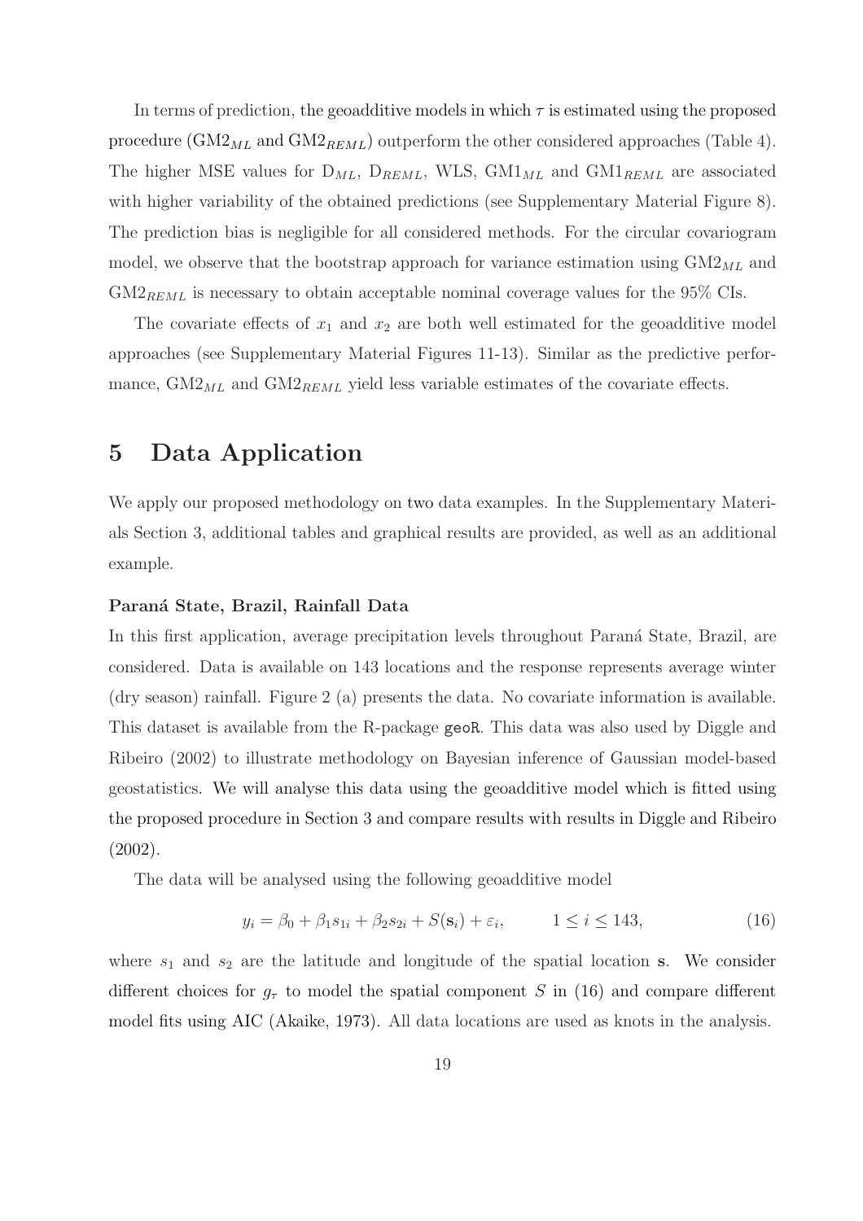In terms of prediction, the geoadditive models in which $\tau$ is estimated using the proposed procedure ($\mathrm{GM2}_{ML}$ and $\mathrm{GM2}_{REML}$) outperform the other considered approaches (Table 4). The higher MSE values for $\mathrm{D}_{ML}$, $\mathrm{D}_{REML}$, WLS, $\mathrm{GM1}_{ML}$ and $\mathrm{GM1}_{REML}$ are associated with higher variability of the obtained predictions (see Supplementary Material Figure 8). The prediction bias is negligible for all considered methods. For the circular covariogram model, we observe that the bootstrap approach for variance estimation using $\mathrm{GM2}_{ML}$ and $\mathrm{GM2}_{REML}$ is necessary to obtain acceptable nominal coverage values for the 95% CIs.

The covariate effects of $x_1$ and $x_2$ are both well estimated for the geoadditive model approaches (see Supplementary Material Figures 11-13). Similar as the predictive performance, $\mathrm{GM2}_{ML}$ and $\mathrm{GM2}_{REML}$ yield less variable estimates of the covariate effects.

# 5 Data Application

We apply our proposed methodology on two data examples. In the Supplementary Materials Section 3, additional tables and graphical results are provided, as well as an additional example.

**Paraná State, Brazil, Rainfall Data**

In this first application, average precipitation levels throughout Paraná State, Brazil, are considered. Data is available on 143 locations and the response represents average winter (dry season) rainfall. Figure 2 (a) presents the data. No covariate information is available. This dataset is available from the R-package `geoR`. This data was also used by Diggle and Ribeiro (2002) to illustrate methodology on Bayesian inference of Gaussian model-based geostatistics. We will analyse this data using the geoadditive model which is fitted using the proposed procedure in Section 3 and compare results with results in Diggle and Ribeiro (2002).

The data will be analysed using the following geoadditive model

$$y_i = \beta_0 + \beta_1 s_{1i} + \beta_2 s_{2i} + S(\mathbf{s}_i) + \varepsilon_i, \qquad 1 \leq i \leq 143, \tag{16}$$

where $s_1$ and $s_2$ are the latitude and longitude of the spatial location $\mathbf{s}$. We consider different choices for $g_\tau$ to model the spatial component $S$ in (16) and compare different model fits using AIC (Akaike, 1973). All data locations are used as knots in the analysis.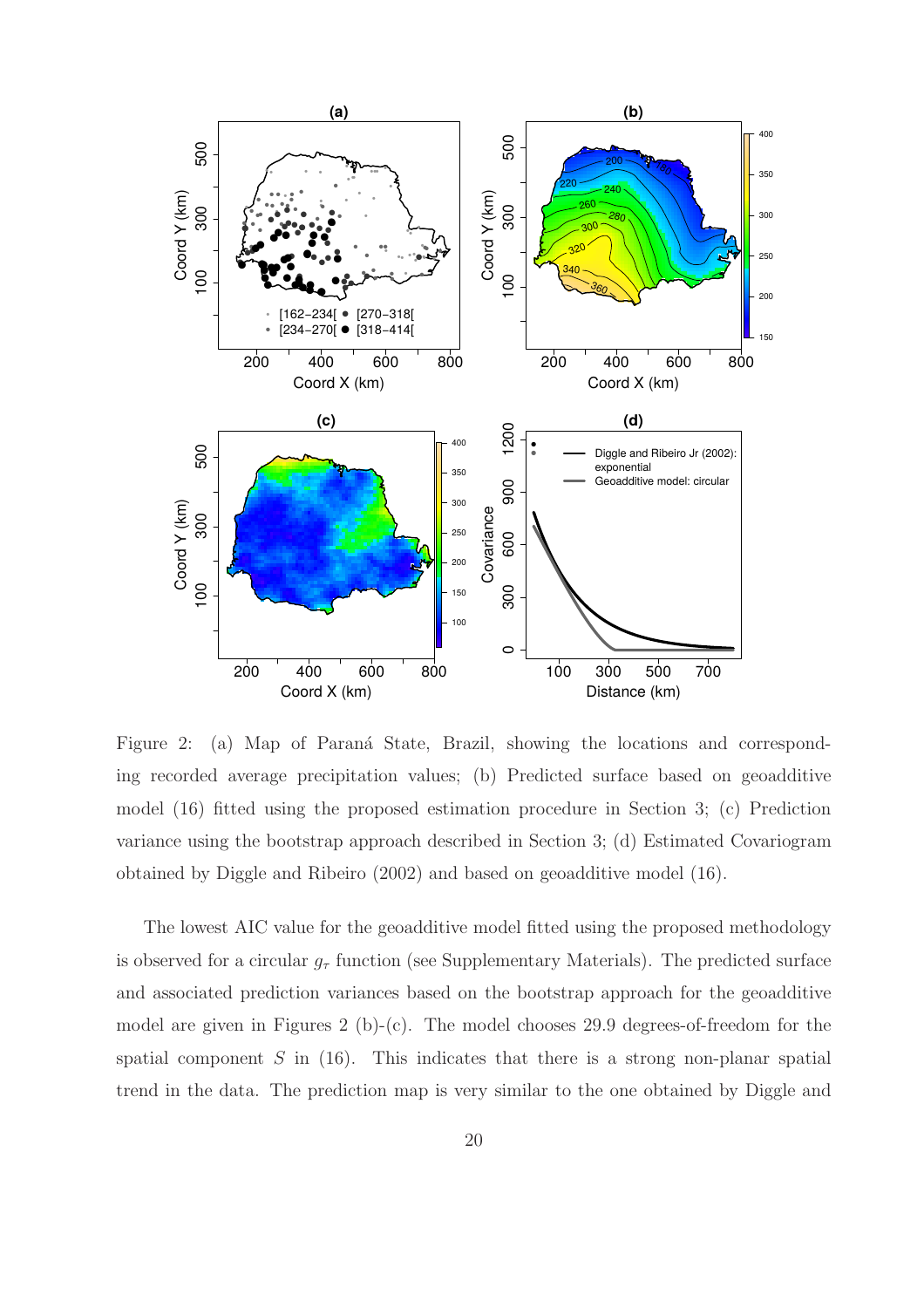(a)

Coord Y (km)

Coord X (km)

500
300
100

200 400 600 800

[162–234[ [270–318[
[234–270[ [318–414[

(b)

Coord Y (km)

Coord X (km)

500
300
100

200 400 600 800

200 180 220 240 260 280 300 320 340 360

400
350
300
250
200
150

(c)

Coord Y (km)

Coord X (km)

500
300
100

200 400 600 800

400
350
300
250
200
150
100

(d)

Covariance

Distance (km)

1200
900
600
300
0

100 300 500 700

Diggle and Ribeiro Jr (2002): exponential

Geoadditive model: circular

Figure 2: (a) Map of Paraná State, Brazil, showing the locations and corresponding recorded average precipitation values; (b) Predicted surface based on geoadditive model (16) fitted using the proposed estimation procedure in Section 3; (c) Prediction variance using the bootstrap approach described in Section 3; (d) Estimated Covariogram obtained by Diggle and Ribeiro (2002) and based on geoadditive model (16).

The lowest AIC value for the geoadditive model fitted using the proposed methodology is observed for a circular $g_\tau$ function (see Supplementary Materials). The predicted surface and associated prediction variances based on the bootstrap approach for the geoadditive model are given in Figures 2 (b)-(c). The model chooses 29.9 degrees-of-freedom for the spatial component $S$ in (16). This indicates that there is a strong non-planar spatial trend in the data. The prediction map is very similar to the one obtained by Diggle and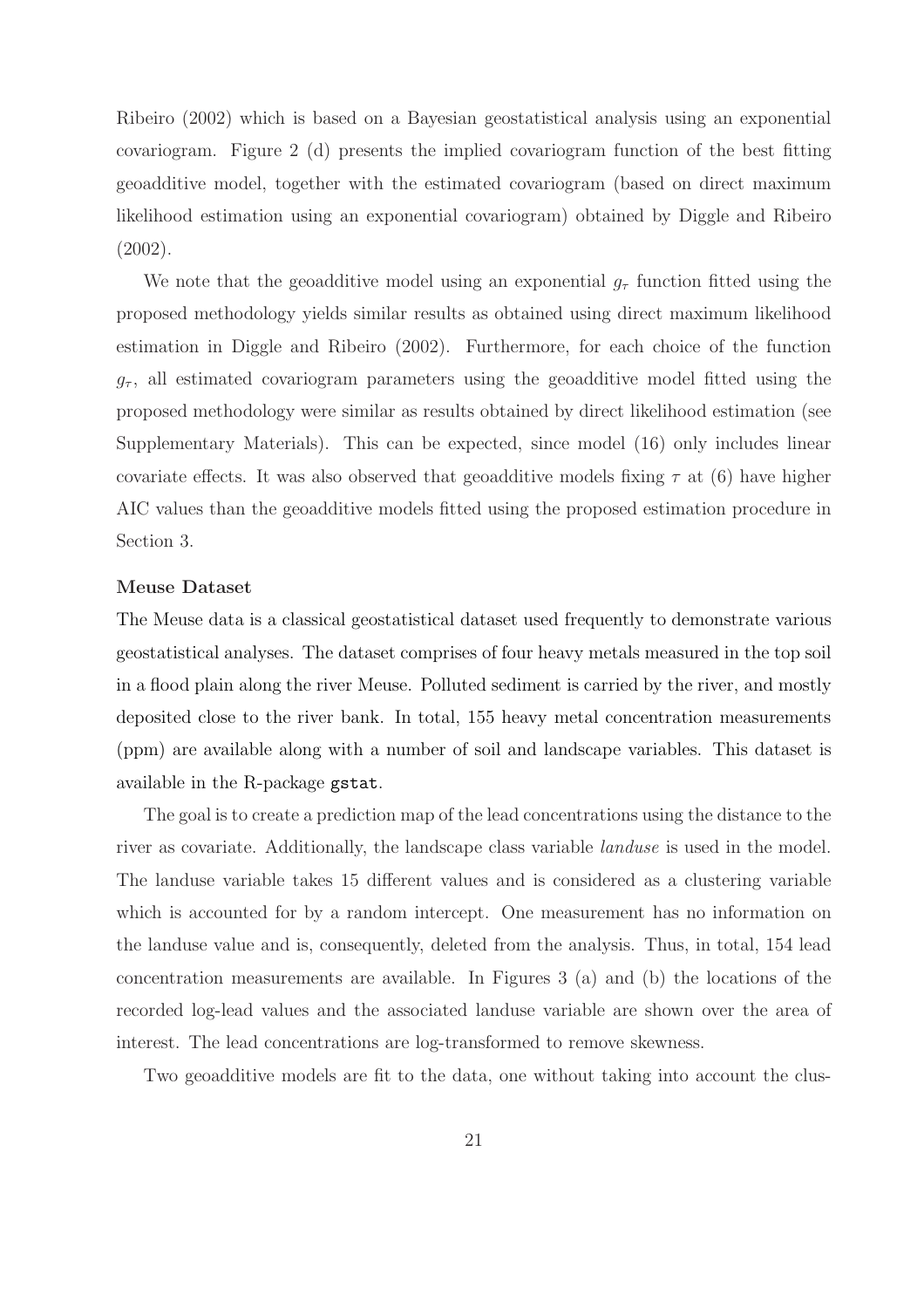Ribeiro (2002) which is based on a Bayesian geostatistical analysis using an exponential covariogram. Figure 2 (d) presents the implied covariogram function of the best fitting geoadditive model, together with the estimated covariogram (based on direct maximum likelihood estimation using an exponential covariogram) obtained by Diggle and Ribeiro (2002).

We note that the geoadditive model using an exponential $g_\tau$ function fitted using the proposed methodology yields similar results as obtained using direct maximum likelihood estimation in Diggle and Ribeiro (2002). Furthermore, for each choice of the function $g_\tau$, all estimated covariogram parameters using the geoadditive model fitted using the proposed methodology were similar as results obtained by direct likelihood estimation (see Supplementary Materials). This can be expected, since model (16) only includes linear covariate effects. It was also observed that geoadditive models fixing $\tau$ at (6) have higher AIC values than the geoadditive models fitted using the proposed estimation procedure in Section 3.

**Meuse Dataset**

The Meuse data is a classical geostatistical dataset used frequently to demonstrate various geostatistical analyses. The dataset comprises of four heavy metals measured in the top soil in a flood plain along the river Meuse. Polluted sediment is carried by the river, and mostly deposited close to the river bank. In total, 155 heavy metal concentration measurements (ppm) are available along with a number of soil and landscape variables. This dataset is available in the R-package `gstat`.

The goal is to create a prediction map of the lead concentrations using the distance to the river as covariate. Additionally, the landscape class variable *landuse* is used in the model. The landuse variable takes 15 different values and is considered as a clustering variable which is accounted for by a random intercept. One measurement has no information on the landuse value and is, consequently, deleted from the analysis. Thus, in total, 154 lead concentration measurements are available. In Figures 3 (a) and (b) the locations of the recorded log-lead values and the associated landuse variable are shown over the area of interest. The lead concentrations are log-transformed to remove skewness.

Two geoadditive models are fit to the data, one without taking into account the clus-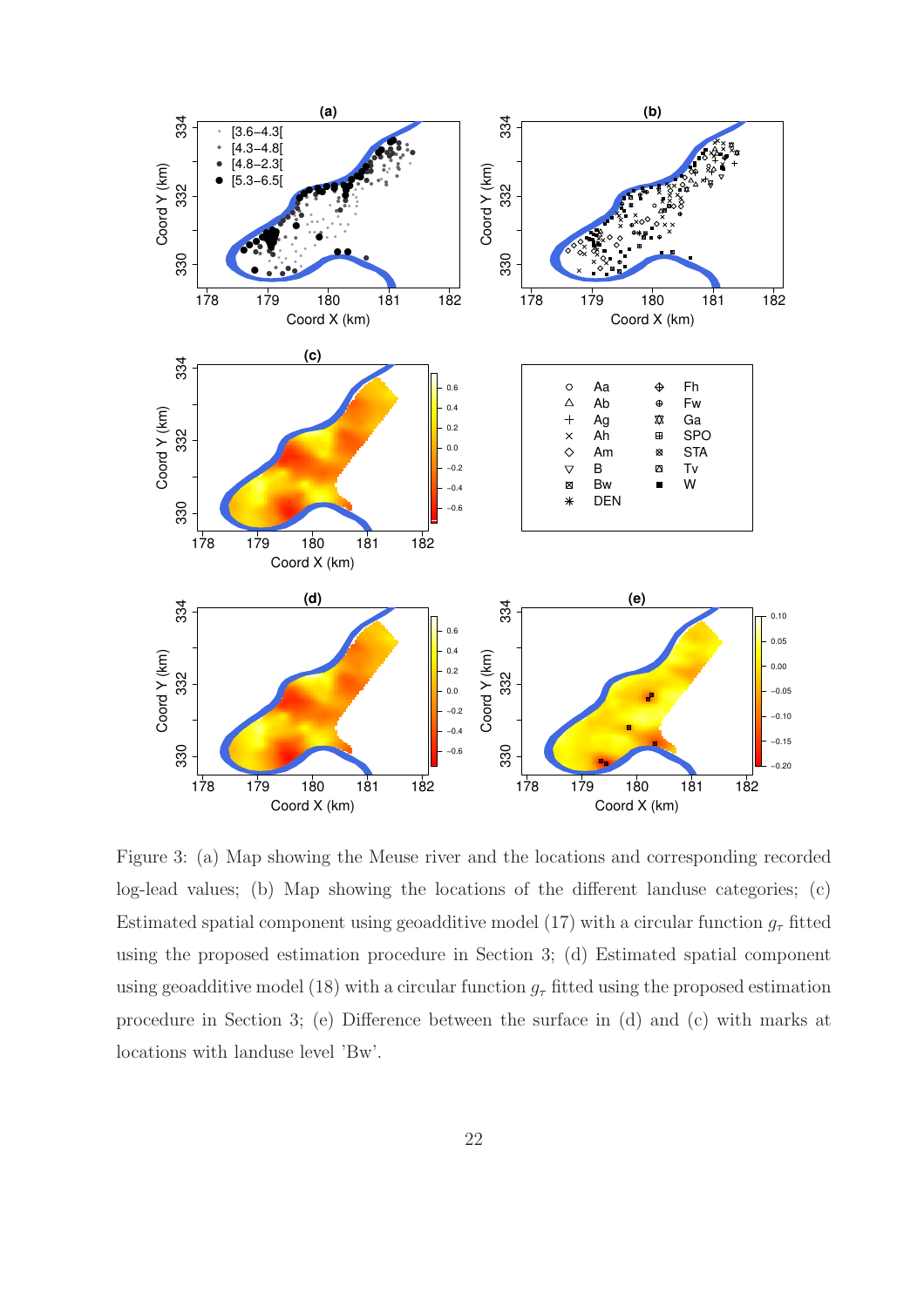Figure 3: (a) Map showing the Meuse river and the locations and corresponding recorded log-lead values; (b) Map showing the locations of the different landuse categories; (c) Estimated spatial component using geoadditive model (17) with a circular function $g_\tau$ fitted using the proposed estimation procedure in Section 3; (d) Estimated spatial component using geoadditive model (18) with a circular function $g_\tau$ fitted using the proposed estimation procedure in Section 3; (e) Difference between the surface in (d) and (c) with marks at locations with landuse level 'Bw'.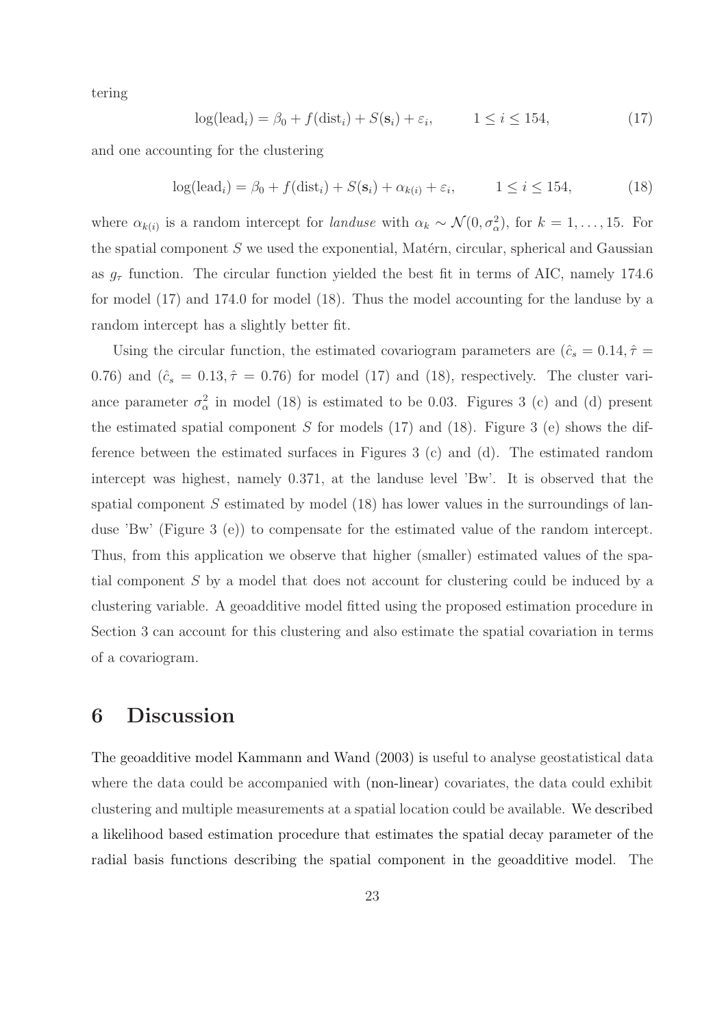tering

$$\log(\text{lead}_i) = \beta_0 + f(\text{dist}_i) + S(\mathbf{s}_i) + \varepsilon_i, \qquad 1 \leq i \leq 154, \tag{17}$$

and one accounting for the clustering

$$\log(\text{lead}_i) = \beta_0 + f(\text{dist}_i) + S(\mathbf{s}_i) + \alpha_{k(i)} + \varepsilon_i, \qquad 1 \leq i \leq 154, \tag{18}$$

where $\alpha_{k(i)}$ is a random intercept for *landuse* with $\alpha_k \sim \mathcal{N}(0, \sigma_\alpha^2)$, for $k = 1, \ldots, 15$. For the spatial component $S$ we used the exponential, Matérn, circular, spherical and Gaussian as $g_\tau$ function. The circular function yielded the best fit in terms of AIC, namely 174.6 for model (17) and 174.0 for model (18). Thus the model accounting for the landuse by a random intercept has a slightly better fit.

Using the circular function, the estimated covariogram parameters are ($\hat{c}_s = 0.14, \hat{\tau} = 0.76$) and ($\hat{c}_s = 0.13, \hat{\tau} = 0.76$) for model (17) and (18), respectively. The cluster variance parameter $\sigma_\alpha^2$ in model (18) is estimated to be 0.03. Figures 3 (c) and (d) present the estimated spatial component $S$ for models (17) and (18). Figure 3 (e) shows the difference between the estimated surfaces in Figures 3 (c) and (d). The estimated random intercept was highest, namely 0.371, at the landuse level 'Bw'. It is observed that the spatial component $S$ estimated by model (18) has lower values in the surroundings of landuse 'Bw' (Figure 3 (e)) to compensate for the estimated value of the random intercept. Thus, from this application we observe that higher (smaller) estimated values of the spatial component $S$ by a model that does not account for clustering could be induced by a clustering variable. A geoadditive model fitted using the proposed estimation procedure in Section 3 can account for this clustering and also estimate the spatial covariation in terms of a covariogram.

# 6 Discussion

The geoadditive model Kammann and Wand (2003) is useful to analyse geostatistical data where the data could be accompanied with (non-linear) covariates, the data could exhibit clustering and multiple measurements at a spatial location could be available. We described a likelihood based estimation procedure that estimates the spatial decay parameter of the radial basis functions describing the spatial component in the geoadditive model. The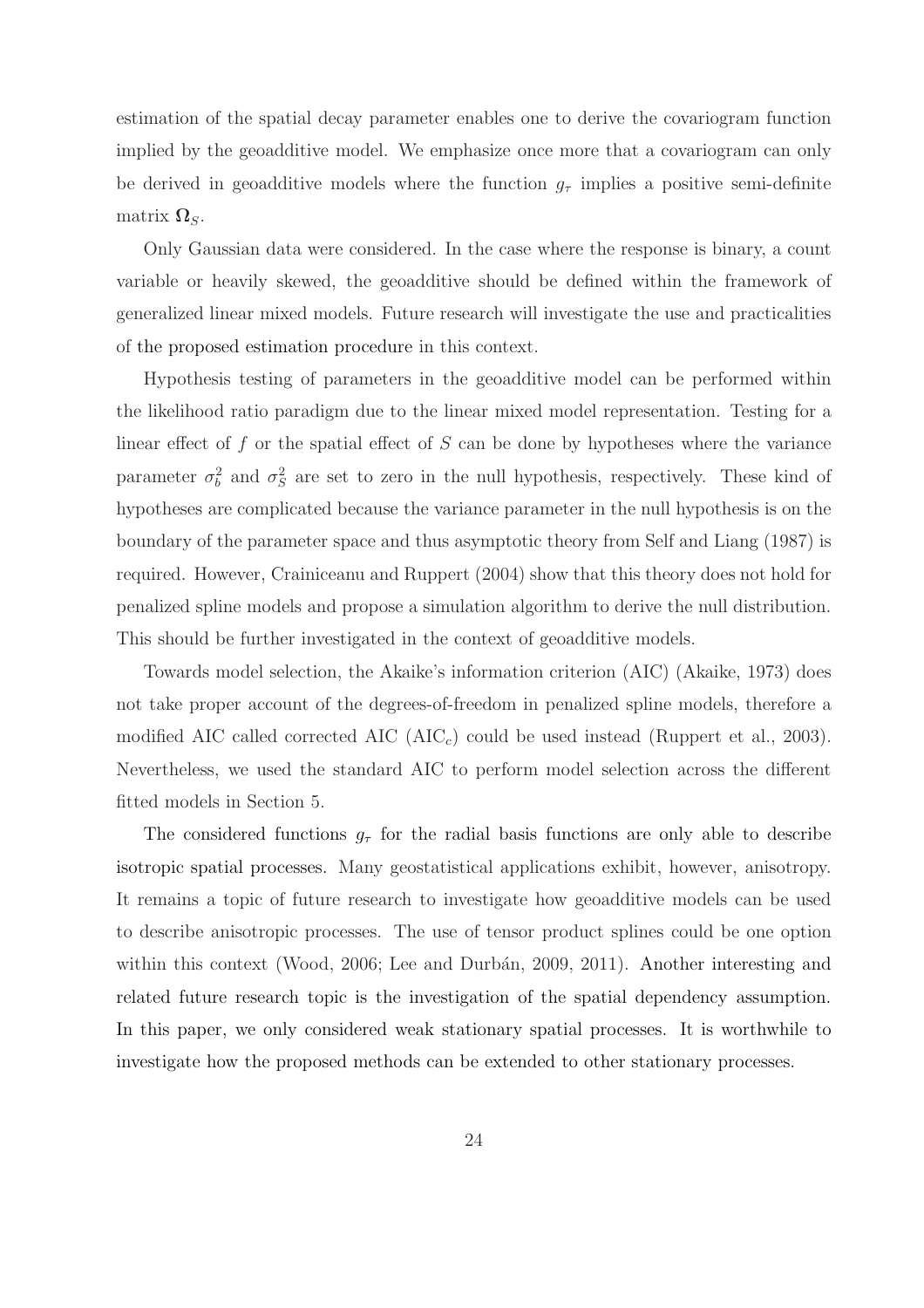estimation of the spatial decay parameter enables one to derive the covariogram function implied by the geoadditive model. We emphasize once more that a covariogram can only be derived in geoadditive models where the function $g_\tau$ implies a positive semi-definite matrix $\boldsymbol{\Omega}_S$.

Only Gaussian data were considered. In the case where the response is binary, a count variable or heavily skewed, the geoadditive should be defined within the framework of generalized linear mixed models. Future research will investigate the use and practicalities of the proposed estimation procedure in this context.

Hypothesis testing of parameters in the geoadditive model can be performed within the likelihood ratio paradigm due to the linear mixed model representation. Testing for a linear effect of $f$ or the spatial effect of $S$ can be done by hypotheses where the variance parameter $\sigma_b^2$ and $\sigma_S^2$ are set to zero in the null hypothesis, respectively. These kind of hypotheses are complicated because the variance parameter in the null hypothesis is on the boundary of the parameter space and thus asymptotic theory from Self and Liang (1987) is required. However, Crainiceanu and Ruppert (2004) show that this theory does not hold for penalized spline models and propose a simulation algorithm to derive the null distribution. This should be further investigated in the context of geoadditive models.

Towards model selection, the Akaike's information criterion (AIC) (Akaike, 1973) does not take proper account of the degrees-of-freedom in penalized spline models, therefore a modified AIC called corrected AIC ($\text{AIC}_c$) could be used instead (Ruppert et al., 2003). Nevertheless, we used the standard AIC to perform model selection across the different fitted models in Section 5.

The considered functions $g_\tau$ for the radial basis functions are only able to describe isotropic spatial processes. Many geostatistical applications exhibit, however, anisotropy. It remains a topic of future research to investigate how geoadditive models can be used to describe anisotropic processes. The use of tensor product splines could be one option within this context (Wood, 2006; Lee and Durbán, 2009, 2011). Another interesting and related future research topic is the investigation of the spatial dependency assumption. In this paper, we only considered weak stationary spatial processes. It is worthwhile to investigate how the proposed methods can be extended to other stationary processes.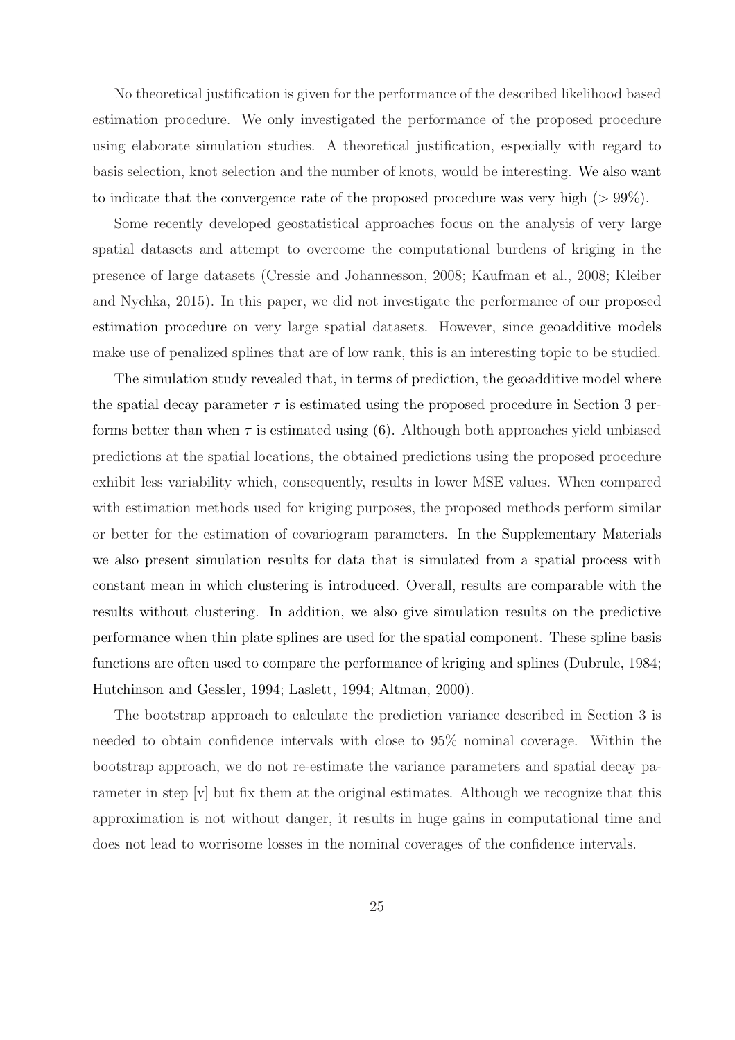No theoretical justification is given for the performance of the described likelihood based estimation procedure. We only investigated the performance of the proposed procedure using elaborate simulation studies. A theoretical justification, especially with regard to basis selection, knot selection and the number of knots, would be interesting. We also want to indicate that the convergence rate of the proposed procedure was very high ($> 99\%$).

Some recently developed geostatistical approaches focus on the analysis of very large spatial datasets and attempt to overcome the computational burdens of kriging in the presence of large datasets (Cressie and Johannesson, 2008; Kaufman et al., 2008; Kleiber and Nychka, 2015). In this paper, we did not investigate the performance of our proposed estimation procedure on very large spatial datasets. However, since geoadditive models make use of penalized splines that are of low rank, this is an interesting topic to be studied.

The simulation study revealed that, in terms of prediction, the geoadditive model where the spatial decay parameter $\tau$ is estimated using the proposed procedure in Section 3 performs better than when $\tau$ is estimated using (6). Although both approaches yield unbiased predictions at the spatial locations, the obtained predictions using the proposed procedure exhibit less variability which, consequently, results in lower MSE values. When compared with estimation methods used for kriging purposes, the proposed methods perform similar or better for the estimation of covariogram parameters. In the Supplementary Materials we also present simulation results for data that is simulated from a spatial process with constant mean in which clustering is introduced. Overall, results are comparable with the results without clustering. In addition, we also give simulation results on the predictive performance when thin plate splines are used for the spatial component. These spline basis functions are often used to compare the performance of kriging and splines (Dubrule, 1984; Hutchinson and Gessler, 1994; Laslett, 1994; Altman, 2000).

The bootstrap approach to calculate the prediction variance described in Section 3 is needed to obtain confidence intervals with close to 95% nominal coverage. Within the bootstrap approach, we do not re-estimate the variance parameters and spatial decay parameter in step [v] but fix them at the original estimates. Although we recognize that this approximation is not without danger, it results in huge gains in computational time and does not lead to worrisome losses in the nominal coverages of the confidence intervals.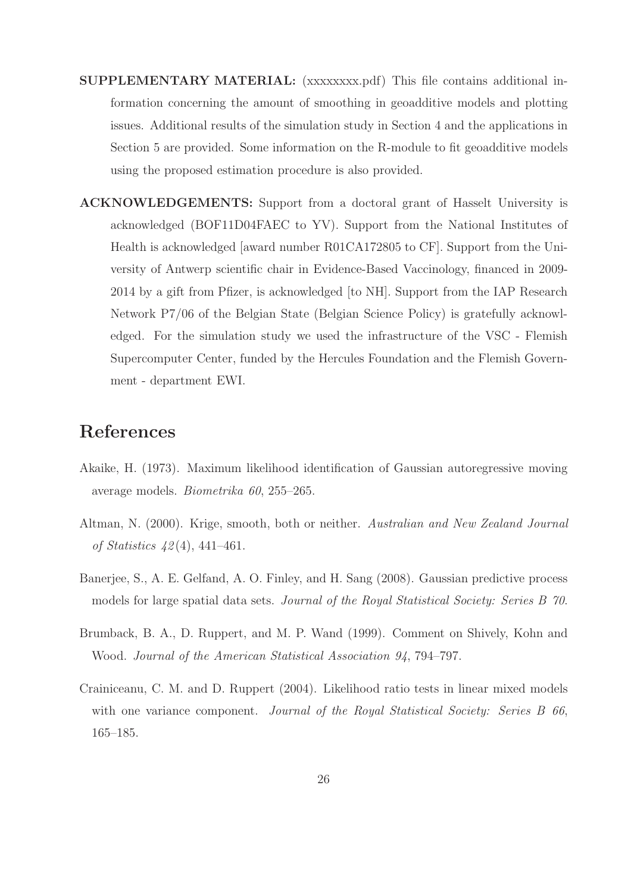**SUPPLEMENTARY MATERIAL:** (xxxxxxxx.pdf) This file contains additional information concerning the amount of smoothing in geoadditive models and plotting issues. Additional results of the simulation study in Section 4 and the applications in Section 5 are provided. Some information on the R-module to fit geoadditive models using the proposed estimation procedure is also provided.

**ACKNOWLEDGEMENTS:** Support from a doctoral grant of Hasselt University is acknowledged (BOF11D04FAEC to YV). Support from the National Institutes of Health is acknowledged [award number R01CA172805 to CF]. Support from the University of Antwerp scientific chair in Evidence-Based Vaccinology, financed in 2009-2014 by a gift from Pfizer, is acknowledged [to NH]. Support from the IAP Research Network P7/06 of the Belgian State (Belgian Science Policy) is gratefully acknowledged. For the simulation study we used the infrastructure of the VSC - Flemish Supercomputer Center, funded by the Hercules Foundation and the Flemish Government - department EWI.

# References

Akaike, H. (1973). Maximum likelihood identification of Gaussian autoregressive moving average models. *Biometrika 60*, 255–265.

Altman, N. (2000). Krige, smooth, both or neither. *Australian and New Zealand Journal of Statistics 42*(4), 441–461.

Banerjee, S., A. E. Gelfand, A. O. Finley, and H. Sang (2008). Gaussian predictive process models for large spatial data sets. *Journal of the Royal Statistical Society: Series B 70*.

Brumback, B. A., D. Ruppert, and M. P. Wand (1999). Comment on Shively, Kohn and Wood. *Journal of the American Statistical Association 94*, 794–797.

Crainiceanu, C. M. and D. Ruppert (2004). Likelihood ratio tests in linear mixed models with one variance component. *Journal of the Royal Statistical Society: Series B 66*, 165–185.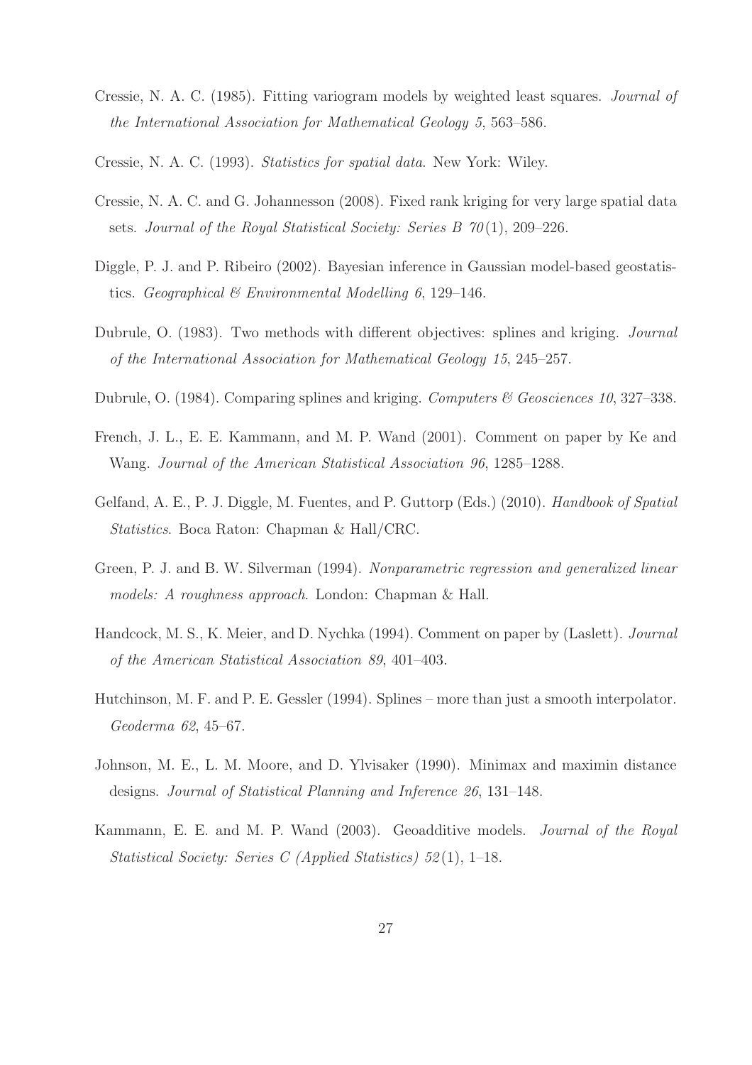Cressie, N. A. C. (1985). Fitting variogram models by weighted least squares. *Journal of the International Association for Mathematical Geology 5*, 563–586.

Cressie, N. A. C. (1993). *Statistics for spatial data*. New York: Wiley.

Cressie, N. A. C. and G. Johannesson (2008). Fixed rank kriging for very large spatial data sets. *Journal of the Royal Statistical Society: Series B 70*(1), 209–226.

Diggle, P. J. and P. Ribeiro (2002). Bayesian inference in Gaussian model-based geostatistics. *Geographical & Environmental Modelling 6*, 129–146.

Dubrule, O. (1983). Two methods with different objectives: splines and kriging. *Journal of the International Association for Mathematical Geology 15*, 245–257.

Dubrule, O. (1984). Comparing splines and kriging. *Computers & Geosciences 10*, 327–338.

French, J. L., E. E. Kammann, and M. P. Wand (2001). Comment on paper by Ke and Wang. *Journal of the American Statistical Association 96*, 1285–1288.

Gelfand, A. E., P. J. Diggle, M. Fuentes, and P. Guttorp (Eds.) (2010). *Handbook of Spatial Statistics*. Boca Raton: Chapman & Hall/CRC.

Green, P. J. and B. W. Silverman (1994). *Nonparametric regression and generalized linear models: A roughness approach*. London: Chapman & Hall.

Handcock, M. S., K. Meier, and D. Nychka (1994). Comment on paper by (Laslett). *Journal of the American Statistical Association 89*, 401–403.

Hutchinson, M. F. and P. E. Gessler (1994). Splines – more than just a smooth interpolator. *Geoderma 62*, 45–67.

Johnson, M. E., L. M. Moore, and D. Ylvisaker (1990). Minimax and maximin distance designs. *Journal of Statistical Planning and Inference 26*, 131–148.

Kammann, E. E. and M. P. Wand (2003). Geoadditive models. *Journal of the Royal Statistical Society: Series C (Applied Statistics) 52*(1), 1–18.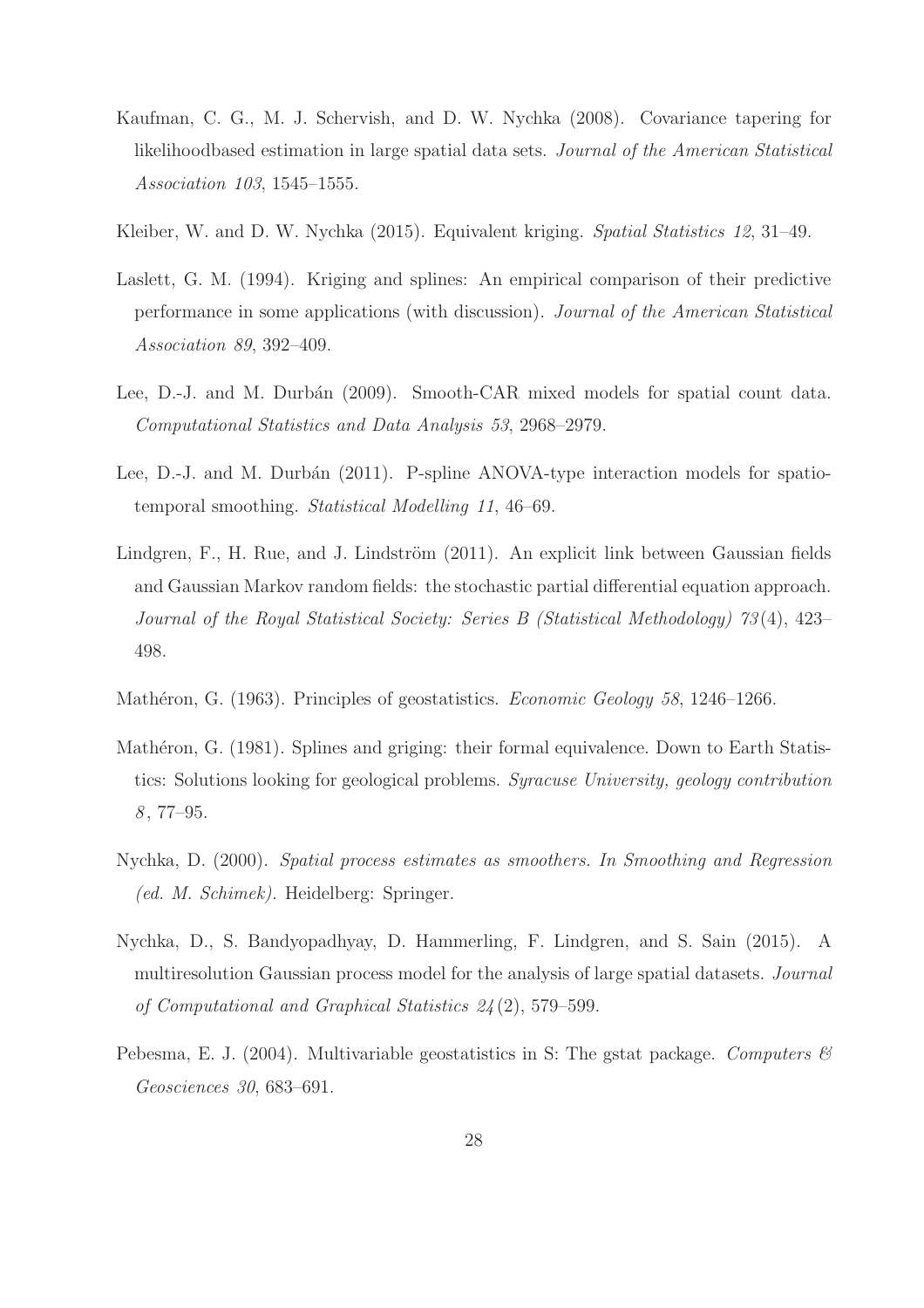Kaufman, C. G., M. J. Schervish, and D. W. Nychka (2008). Covariance tapering for likelihoodbased estimation in large spatial data sets. *Journal of the American Statistical Association 103*, 1545–1555.

Kleiber, W. and D. W. Nychka (2015). Equivalent kriging. *Spatial Statistics 12*, 31–49.

Laslett, G. M. (1994). Kriging and splines: An empirical comparison of their predictive performance in some applications (with discussion). *Journal of the American Statistical Association 89*, 392–409.

Lee, D.-J. and M. Durbán (2009). Smooth-CAR mixed models for spatial count data. *Computational Statistics and Data Analysis 53*, 2968–2979.

Lee, D.-J. and M. Durbán (2011). P-spline ANOVA-type interaction models for spatio-temporal smoothing. *Statistical Modelling 11*, 46–69.

Lindgren, F., H. Rue, and J. Lindström (2011). An explicit link between Gaussian fields and Gaussian Markov random fields: the stochastic partial differential equation approach. *Journal of the Royal Statistical Society: Series B (Statistical Methodology) 73*(4), 423–498.

Mathéron, G. (1963). Principles of geostatistics. *Economic Geology 58*, 1246–1266.

Mathéron, G. (1981). Splines and griging: their formal equivalence. Down to Earth Statistics: Solutions looking for geological problems. *Syracuse University, geology contribution 8*, 77–95.

Nychka, D. (2000). *Spatial process estimates as smoothers. In Smoothing and Regression (ed. M. Schimek)*. Heidelberg: Springer.

Nychka, D., S. Bandyopadhyay, D. Hammerling, F. Lindgren, and S. Sain (2015). A multiresolution Gaussian process model for the analysis of large spatial datasets. *Journal of Computational and Graphical Statistics 24*(2), 579–599.

Pebesma, E. J. (2004). Multivariable geostatistics in S: The gstat package. *Computers & Geosciences 30*, 683–691.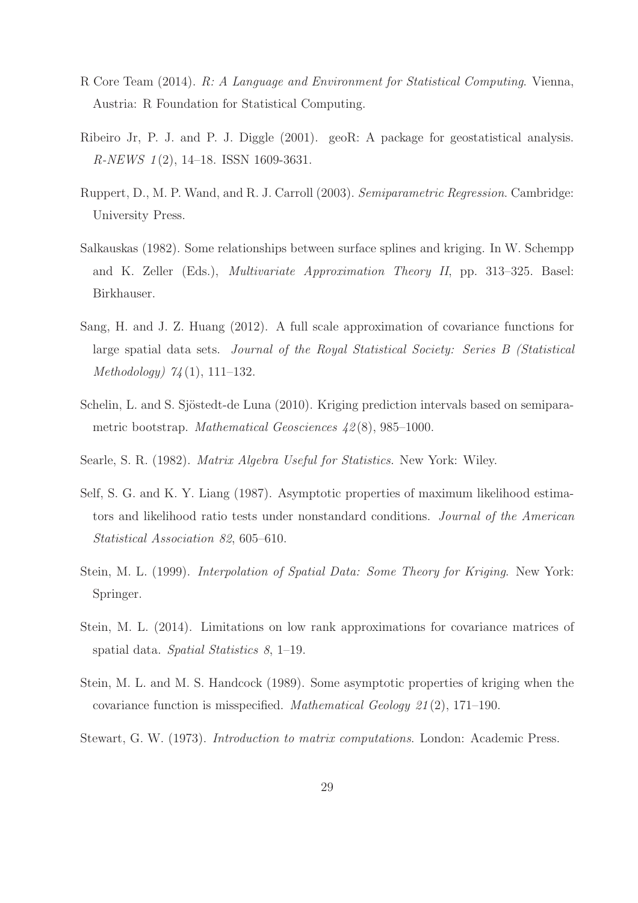R Core Team (2014). *R: A Language and Environment for Statistical Computing*. Vienna, Austria: R Foundation for Statistical Computing.

Ribeiro Jr, P. J. and P. J. Diggle (2001). geoR: A package for geostatistical analysis. *R-NEWS 1*(2), 14–18. ISSN 1609-3631.

Ruppert, D., M. P. Wand, and R. J. Carroll (2003). *Semiparametric Regression*. Cambridge: University Press.

Salkauskas (1982). Some relationships between surface splines and kriging. In W. Schempp and K. Zeller (Eds.), *Multivariate Approximation Theory II*, pp. 313–325. Basel: Birkhauser.

Sang, H. and J. Z. Huang (2012). A full scale approximation of covariance functions for large spatial data sets. *Journal of the Royal Statistical Society: Series B (Statistical Methodology) 74*(1), 111–132.

Schelin, L. and S. Sjöstedt-de Luna (2010). Kriging prediction intervals based on semiparametric bootstrap. *Mathematical Geosciences 42*(8), 985–1000.

Searle, S. R. (1982). *Matrix Algebra Useful for Statistics*. New York: Wiley.

Self, S. G. and K. Y. Liang (1987). Asymptotic properties of maximum likelihood estimators and likelihood ratio tests under nonstandard conditions. *Journal of the American Statistical Association 82*, 605–610.

Stein, M. L. (1999). *Interpolation of Spatial Data: Some Theory for Kriging*. New York: Springer.

Stein, M. L. (2014). Limitations on low rank approximations for covariance matrices of spatial data. *Spatial Statistics 8*, 1–19.

Stein, M. L. and M. S. Handcock (1989). Some asymptotic properties of kriging when the covariance function is misspecified. *Mathematical Geology 21*(2), 171–190.

Stewart, G. W. (1973). *Introduction to matrix computations*. London: Academic Press.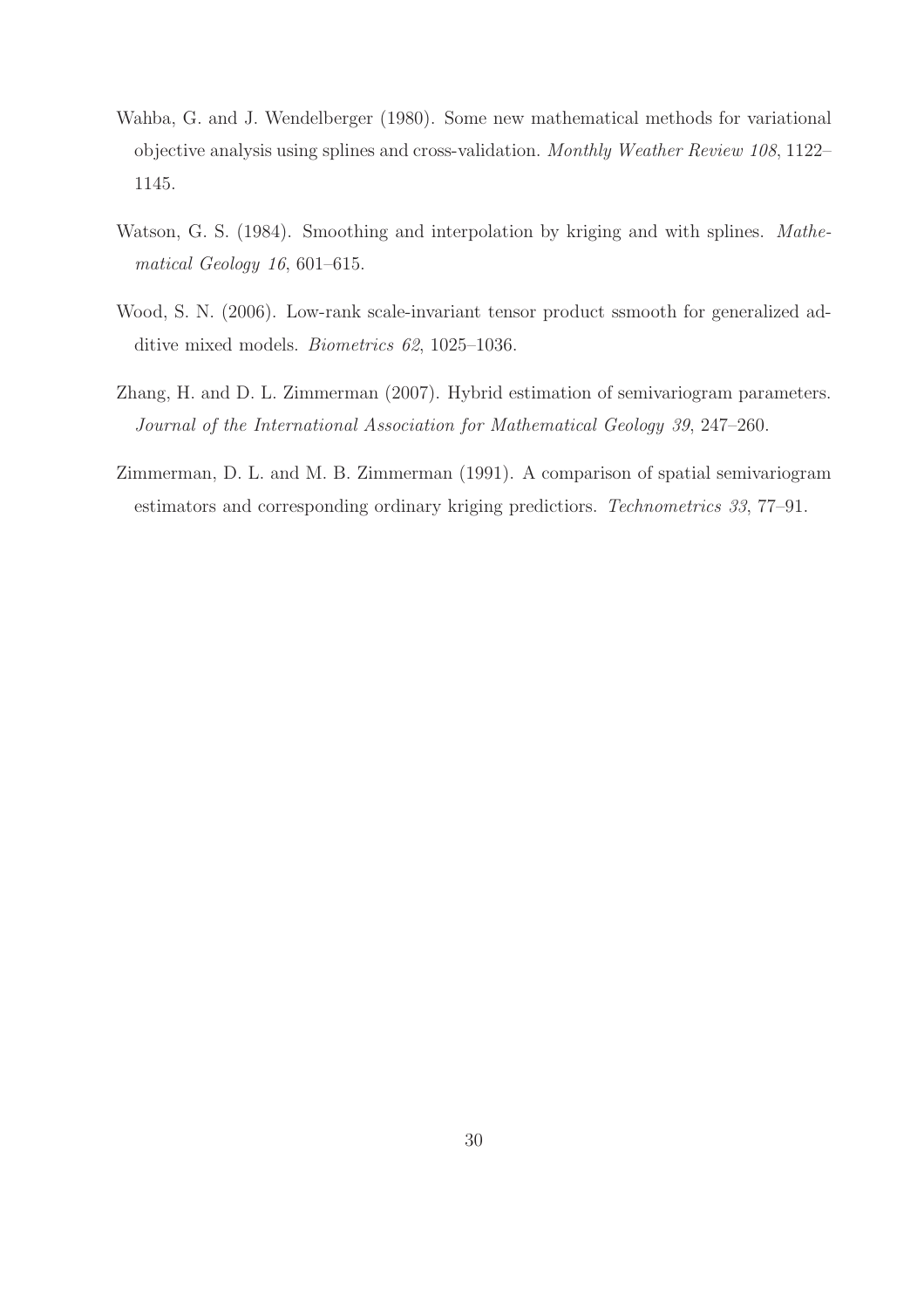Wahba, G. and J. Wendelberger (1980). Some new mathematical methods for variational objective analysis using splines and cross-validation. *Monthly Weather Review 108*, 1122–1145.

Watson, G. S. (1984). Smoothing and interpolation by kriging and with splines. *Mathematical Geology 16*, 601–615.

Wood, S. N. (2006). Low-rank scale-invariant tensor product ssmooth for generalized additive mixed models. *Biometrics 62*, 1025–1036.

Zhang, H. and D. L. Zimmerman (2007). Hybrid estimation of semivariogram parameters. *Journal of the International Association for Mathematical Geology 39*, 247–260.

Zimmerman, D. L. and M. B. Zimmerman (1991). A comparison of spatial semivariogram estimators and corresponding ordinary kriging predictiors. *Technometrics 33*, 77–91.